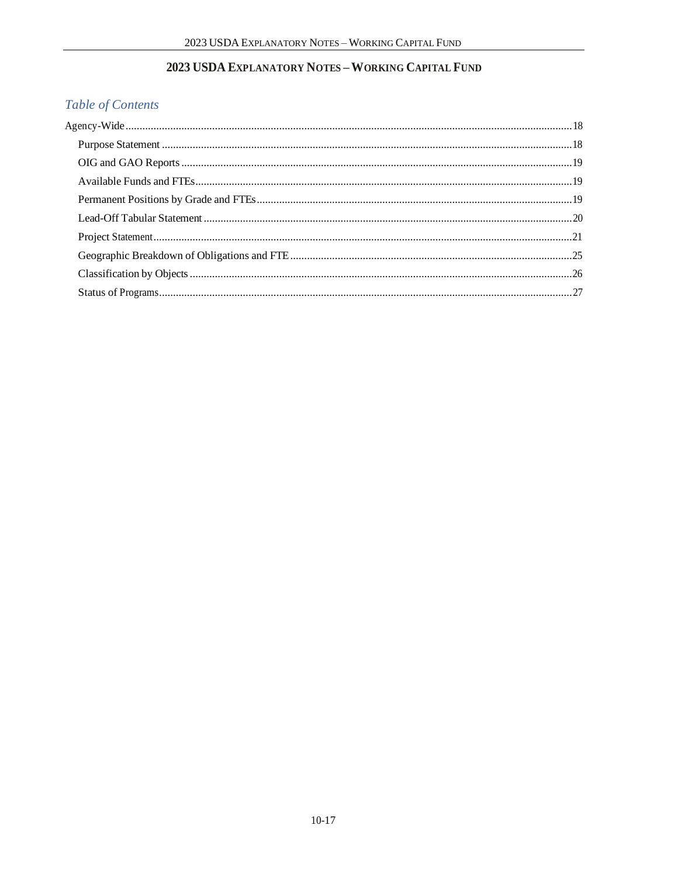# 2023 USDA EXPLANATORY NOTES – WORKING CAPITAL FUND

## Table of Contents

Agency-Wide ........................................................................ 18

- Purpose Statement ........................................................................ 18
- OIG and GAO Reports ........................................................................ 19
- Available Funds and FTEs ........................................................................ 19
- Permanent Positions by Grade and FTEs ........................................................................ 19
- Lead-Off Tabular Statement ........................................................................ 20
- Project Statement ........................................................................ 21
- Geographic Breakdown of Obligations and FTE ........................................................................ 25
- Classification by Objects ........................................................................ 26
- Status of Programs ........................................................................ 27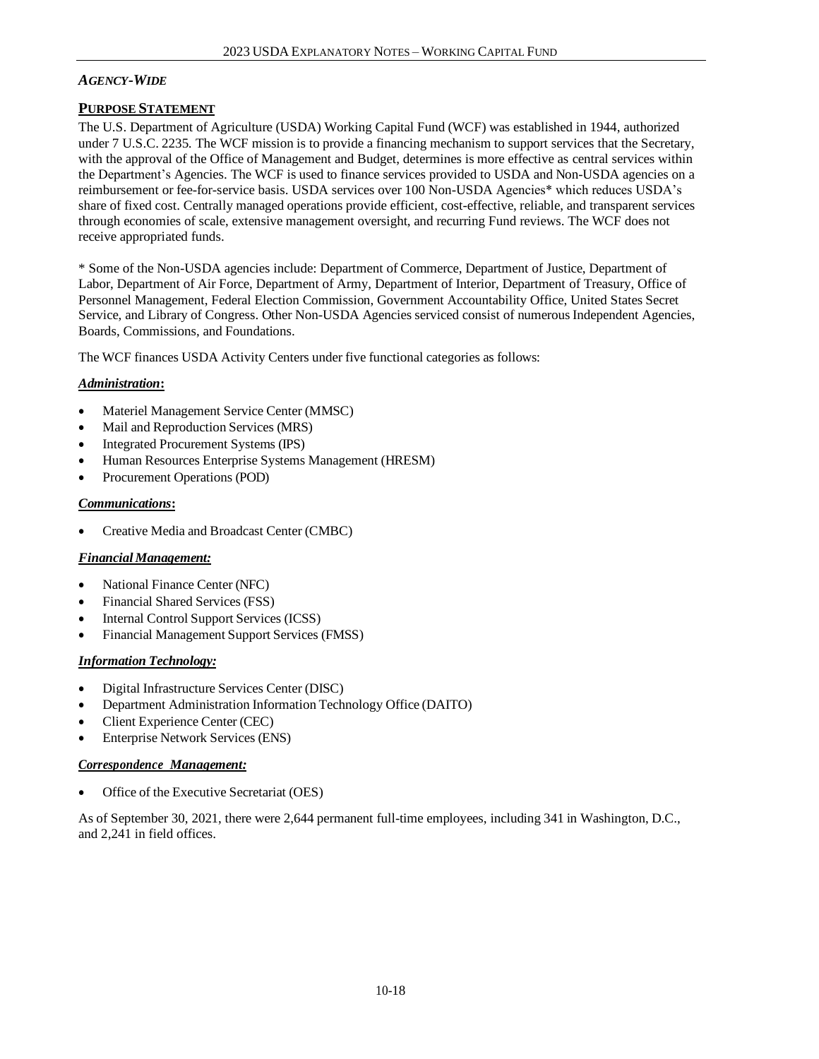*AGENCY-WIDE*

## PURPOSE STATEMENT

The U.S. Department of Agriculture (USDA) Working Capital Fund (WCF) was established in 1944, authorized under 7 U.S.C. 2235. The WCF mission is to provide a financing mechanism to support services that the Secretary, with the approval of the Office of Management and Budget, determines is more effective as central services within the Department's Agencies. The WCF is used to finance services provided to USDA and Non-USDA agencies on a reimbursement or fee-for-service basis. USDA services over 100 Non-USDA Agencies* which reduces USDA's share of fixed cost. Centrally managed operations provide efficient, cost-effective, reliable, and transparent services through economies of scale, extensive management oversight, and recurring Fund reviews. The WCF does not receive appropriated funds.

* Some of the Non-USDA agencies include: Department of Commerce, Department of Justice, Department of Labor, Department of Air Force, Department of Army, Department of Interior, Department of Treasury, Office of Personnel Management, Federal Election Commission, Government Accountability Office, United States Secret Service, and Library of Congress. Other Non-USDA Agencies serviced consist of numerous Independent Agencies, Boards, Commissions, and Foundations.

The WCF finances USDA Activity Centers under five functional categories as follows:

***Administration*:**

- Materiel Management Service Center (MMSC)
- Mail and Reproduction Services (MRS)
- Integrated Procurement Systems (IPS)
- Human Resources Enterprise Systems Management (HRESM)
- Procurement Operations (POD)

***Communications*:**

- Creative Media and Broadcast Center (CMBC)

***Financial Management:***

- National Finance Center (NFC)
- Financial Shared Services (FSS)
- Internal Control Support Services (ICSS)
- Financial Management Support Services (FMSS)

***Information Technology:***

- Digital Infrastructure Services Center (DISC)
- Department Administration Information Technology Office (DAITO)
- Client Experience Center (CEC)
- Enterprise Network Services (ENS)

***Correspondence Management:***

- Office of the Executive Secretariat (OES)

As of September 30, 2021, there were 2,644 permanent full-time employees, including 341 in Washington, D.C., and 2,241 in field offices.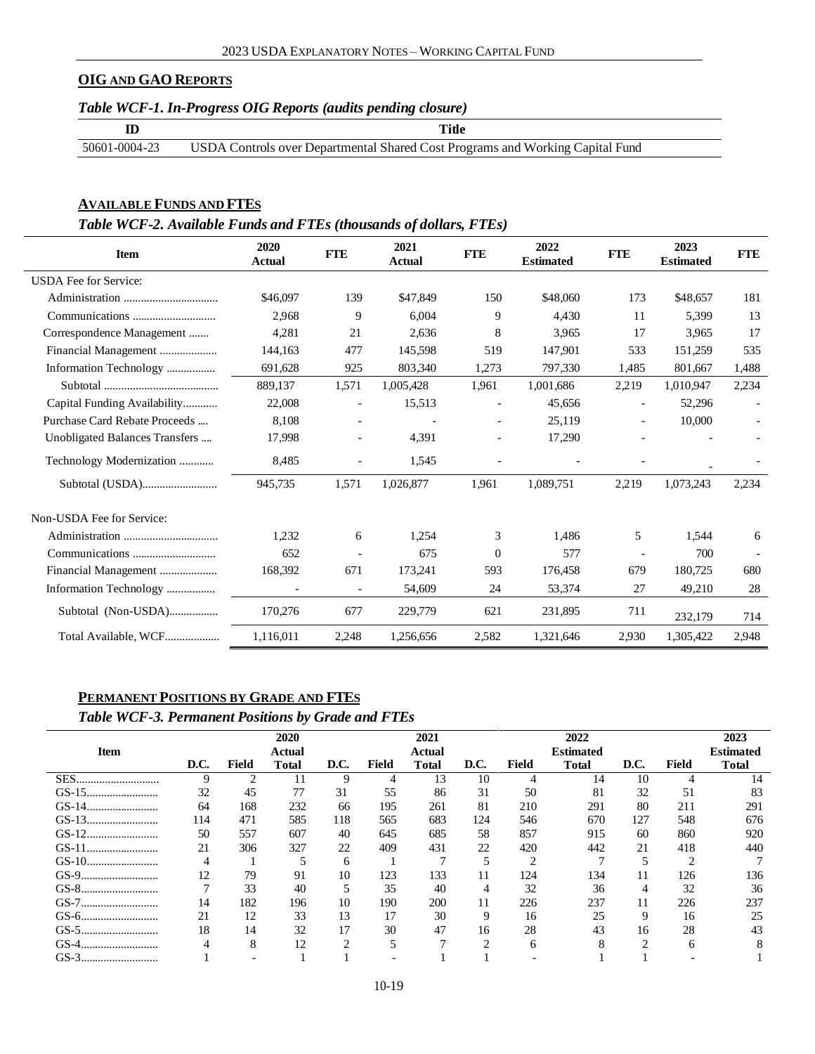## OIG AND GAO REPORTS

*Table WCF-1. In-Progress OIG Reports (audits pending closure)*

| ID | Title |
|---|---|
| 50601-0004-23 | USDA Controls over Departmental Shared Cost Programs and Working Capital Fund |

## AVAILABLE FUNDS AND FTES

*Table WCF-2. Available Funds and FTEs (thousands of dollars, FTEs)*

| Item | 2020 Actual | FTE | 2021 Actual | FTE | 2022 Estimated | FTE | 2023 Estimated | FTE |
|---|---|---|---|---|---|---|---|---|
| USDA Fee for Service: | | | | | | | | |
| Administration | $46,097 | 139 | $47,849 | 150 | $48,060 | 173 | $48,657 | 181 |
| Communications | 2,968 | 9 | 6,004 | 9 | 4,430 | 11 | 5,399 | 13 |
| Correspondence Management | 4,281 | 21 | 2,636 | 8 | 3,965 | 17 | 3,965 | 17 |
| Financial Management | 144,163 | 477 | 145,598 | 519 | 147,901 | 533 | 151,259 | 535 |
| Information Technology | 691,628 | 925 | 803,340 | 1,273 | 797,330 | 1,485 | 801,667 | 1,488 |
| Subtotal | 889,137 | 1,571 | 1,005,428 | 1,961 | 1,001,686 | 2,219 | 1,010,947 | 2,234 |
| Capital Funding Availability | 22,008 | - | 15,513 | - | 45,656 | - | 52,296 | - |
| Purchase Card Rebate Proceeds | 8,108 | - | - | - | 25,119 | - | 10,000 | - |
| Unobligated Balances Transfers | 17,998 | - | 4,391 | - | 17,290 | - | - | - |
| Technology Modernization | 8,485 | - | 1,545 | - | - | - | - | - |
| Subtotal (USDA) | 945,735 | 1,571 | 1,026,877 | 1,961 | 1,089,751 | 2,219 | 1,073,243 | 2,234 |
| Non-USDA Fee for Service: | | | | | | | | |
| Administration | 1,232 | 6 | 1,254 | 3 | 1,486 | 5 | 1,544 | 6 |
| Communications | 652 | - | 675 | 0 | 577 | - | 700 | - |
| Financial Management | 168,392 | 671 | 173,241 | 593 | 176,458 | 679 | 180,725 | 680 |
| Information Technology | - | - | 54,609 | 24 | 53,374 | 27 | 49,210 | 28 |
| Subtotal (Non-USDA) | 170,276 | 677 | 229,779 | 621 | 231,895 | 711 | 232,179 | 714 |
| Total Available, WCF | 1,116,011 | 2,248 | 1,256,656 | 2,582 | 1,321,646 | 2,930 | 1,305,422 | 2,948 |

## PERMANENT POSITIONS BY GRADE AND FTES

*Table WCF-3. Permanent Positions by Grade and FTEs*

| Item | D.C. | Field | 2020 Actual Total | D.C. | Field | 2021 Actual Total | D.C. | Field | 2022 Estimated Total | D.C. | Field | 2023 Estimated Total |
|---|---|---|---|---|---|---|---|---|---|---|---|---|
| SES | 9 | 2 | 11 | 9 | 4 | 13 | 10 | 4 | 14 | 10 | 4 | 14 |
| GS-15 | 32 | 45 | 77 | 31 | 55 | 86 | 31 | 50 | 81 | 32 | 51 | 83 |
| GS-14 | 64 | 168 | 232 | 66 | 195 | 261 | 81 | 210 | 291 | 80 | 211 | 291 |
| GS-13 | 114 | 471 | 585 | 118 | 565 | 683 | 124 | 546 | 670 | 127 | 548 | 676 |
| GS-12 | 50 | 557 | 607 | 40 | 645 | 685 | 58 | 857 | 915 | 60 | 860 | 920 |
| GS-11 | 21 | 306 | 327 | 22 | 409 | 431 | 22 | 420 | 442 | 21 | 418 | 440 |
| GS-10 | 4 | 1 | 5 | 6 | 1 | 7 | 5 | 2 | 7 | 5 | 2 | 7 |
| GS-9 | 12 | 79 | 91 | 10 | 123 | 133 | 11 | 124 | 134 | 11 | 126 | 136 |
| GS-8 | 7 | 33 | 40 | 5 | 35 | 40 | 4 | 32 | 36 | 4 | 32 | 36 |
| GS-7 | 14 | 182 | 196 | 10 | 190 | 200 | 11 | 226 | 237 | 11 | 226 | 237 |
| GS-6 | 21 | 12 | 33 | 13 | 17 | 30 | 9 | 16 | 25 | 9 | 16 | 25 |
| GS-5 | 18 | 14 | 32 | 17 | 30 | 47 | 16 | 28 | 43 | 16 | 28 | 43 |
| GS-4 | 4 | 8 | 12 | 2 | 5 | 7 | 2 | 6 | 8 | 2 | 6 | 8 |
| GS-3 | 1 | - | 1 | 1 | - | 1 | 1 | - | 1 | 1 | - | 1 |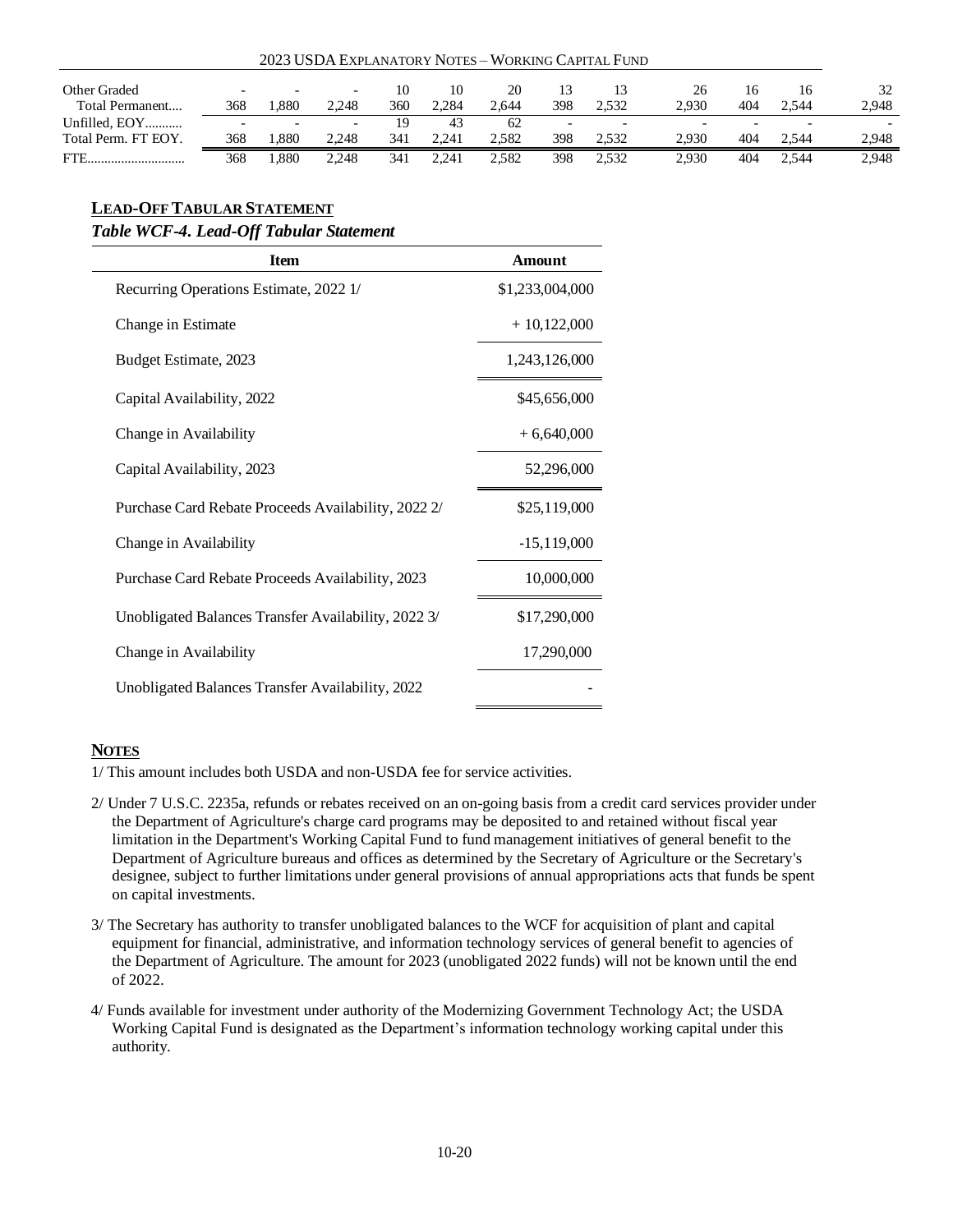| | | | | | | | | | | | | |
|---|---|---|---|---|---|---|---|---|---|---|---|---|
| Other Graded | - | - | - | 10 | 10 | 20 | 13 | 13 | 26 | 16 | 16 | 32 |
| Total Permanent.... | 368 | 1,880 | 2,248 | 360 | 2,284 | 2,644 | 398 | 2,532 | 2,930 | 404 | 2,544 | 2,948 |
| Unfilled, EOY........... | - | - | - | 19 | 43 | 62 | - | - | - | - | - | - |
| Total Perm. FT EOY. | 368 | 1,880 | 2,248 | 341 | 2,241 | 2,582 | 398 | 2,532 | 2,930 | 404 | 2,544 | 2,948 |
| FTE............................ | 368 | 1,880 | 2,248 | 341 | 2,241 | 2,582 | 398 | 2,532 | 2,930 | 404 | 2,544 | 2,948 |

## LEAD-OFF TABULAR STATEMENT

*Table WCF-4. Lead-Off Tabular Statement*

| Item | Amount |
|---|---|
| Recurring Operations Estimate, 2022 1/ | $1,233,004,000 |
| Change in Estimate | + 10,122,000 |
| Budget Estimate, 2023 | 1,243,126,000 |
| Capital Availability, 2022 | $45,656,000 |
| Change in Availability | + 6,640,000 |
| Capital Availability, 2023 | 52,296,000 |
| Purchase Card Rebate Proceeds Availability, 2022 2/ | $25,119,000 |
| Change in Availability | -15,119,000 |
| Purchase Card Rebate Proceeds Availability, 2023 | 10,000,000 |
| Unobligated Balances Transfer Availability, 2022 3/ | $17,290,000 |
| Change in Availability | 17,290,000 |
| Unobligated Balances Transfer Availability, 2022 | - |

## NOTES

1/ This amount includes both USDA and non-USDA fee for service activities.

2/ Under 7 U.S.C. 2235a, refunds or rebates received on an on-going basis from a credit card services provider under the Department of Agriculture's charge card programs may be deposited to and retained without fiscal year limitation in the Department's Working Capital Fund to fund management initiatives of general benefit to the Department of Agriculture bureaus and offices as determined by the Secretary of Agriculture or the Secretary's designee, subject to further limitations under general provisions of annual appropriations acts that funds be spent on capital investments.

3/ The Secretary has authority to transfer unobligated balances to the WCF for acquisition of plant and capital equipment for financial, administrative, and information technology services of general benefit to agencies of the Department of Agriculture. The amount for 2023 (unobligated 2022 funds) will not be known until the end of 2022.

4/ Funds available for investment under authority of the Modernizing Government Technology Act; the USDA Working Capital Fund is designated as the Department's information technology working capital under this authority.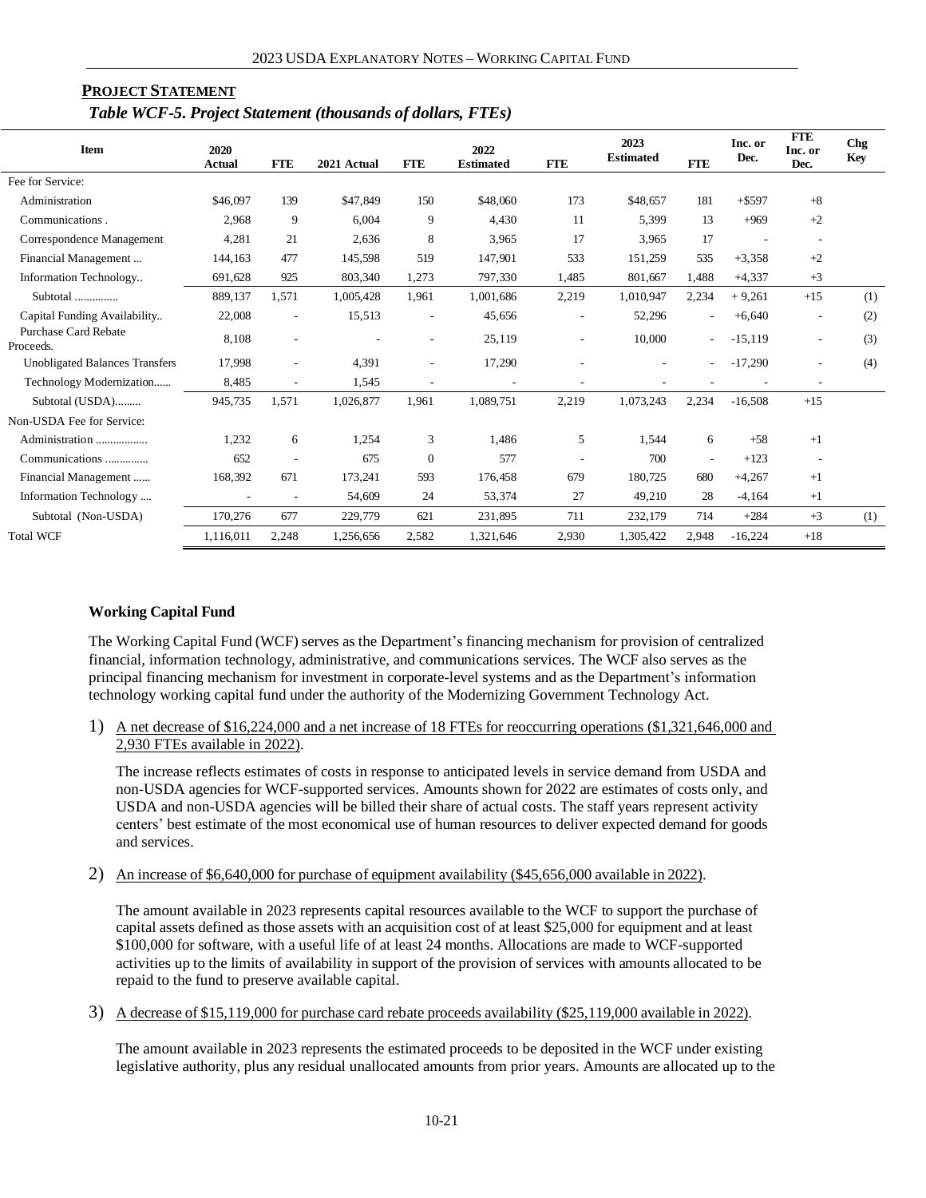## **PROJECT STATEMENT**

*Table WCF-5. Project Statement (thousands of dollars, FTEs)*

| Item | 2020 Actual | FTE | 2021 Actual | FTE | 2022 Estimated | FTE | 2023 Estimated | FTE | Inc. or Dec. | FTE Inc. or Dec. | Chg Key |
|---|---|---|---|---|---|---|---|---|---|---|---|
| Fee for Service: | | | | | | | | | | | |
| Administration | $46,097 | 139 | $47,849 | 150 | $48,060 | 173 | $48,657 | 181 | +$597 | +8 | |
| Communications . | 2,968 | 9 | 6,004 | 9 | 4,430 | 11 | 5,399 | 13 | +969 | +2 | |
| Correspondence Management | 4,281 | 21 | 2,636 | 8 | 3,965 | 17 | 3,965 | 17 | - | - | |
| Financial Management ... | 144,163 | 477 | 145,598 | 519 | 147,901 | 533 | 151,259 | 535 | +3,358 | +2 | |
| Information Technology.. | 691,628 | 925 | 803,340 | 1,273 | 797,330 | 1,485 | 801,667 | 1,488 | +4,337 | +3 | |
| Subtotal ............... | 889,137 | 1,571 | 1,005,428 | 1,961 | 1,001,686 | 2,219 | 1,010,947 | 2,234 | + 9,261 | +15 | (1) |
| Capital Funding Availability.. | 22,008 | - | 15,513 | - | 45,656 | - | 52,296 | - | +6,640 | - | (2) |
| Purchase Card Rebate Proceeds. | 8,108 | - | - | - | 25,119 | - | 10,000 | - | -15,119 | - | (3) |
| Unobligated Balances Transfers | 17,998 | - | 4,391 | - | 17,290 | - | - | - | -17,290 | - | (4) |
| Technology Modernization...... | 8,485 | - | 1,545 | - | - | - | - | - | - | - | |
| Subtotal (USDA)......... | 945,735 | 1,571 | 1,026,877 | 1,961 | 1,089,751 | 2,219 | 1,073,243 | 2,234 | -16,508 | +15 | |
| Non-USDA Fee for Service: | | | | | | | | | | | |
| Administration ................. | 1,232 | 6 | 1,254 | 3 | 1,486 | 5 | 1,544 | 6 | +58 | +1 | |
| Communications .............. | 652 | - | 675 | 0 | 577 | - | 700 | - | +123 | - | |
| Financial Management ...... | 168,392 | 671 | 173,241 | 593 | 176,458 | 679 | 180,725 | 680 | +4,267 | +1 | |
| Information Technology .... | - | - | 54,609 | 24 | 53,374 | 27 | 49,210 | 28 | -4,164 | +1 | |
| Subtotal (Non-USDA) | 170,276 | 677 | 229,779 | 621 | 231,895 | 711 | 232,179 | 714 | +284 | +3 | (1) |
| Total WCF | 1,116,011 | 2,248 | 1,256,656 | 2,582 | 1,321,646 | 2,930 | 1,305,422 | 2,948 | -16,224 | +18 | |

**Working Capital Fund**

The Working Capital Fund (WCF) serves as the Department's financing mechanism for provision of centralized financial, information technology, administrative, and communications services. The WCF also serves as the principal financing mechanism for investment in corporate-level systems and as the Department's information technology working capital fund under the authority of the Modernizing Government Technology Act.

1) A net decrease of $16,224,000 and a net increase of 18 FTEs for reoccurring operations ($1,321,646,000 and 2,930 FTEs available in 2022).

   The increase reflects estimates of costs in response to anticipated levels in service demand from USDA and non-USDA agencies for WCF-supported services. Amounts shown for 2022 are estimates of costs only, and USDA and non-USDA agencies will be billed their share of actual costs. The staff years represent activity centers' best estimate of the most economical use of human resources to deliver expected demand for goods and services.

2) An increase of $6,640,000 for purchase of equipment availability ($45,656,000 available in 2022).

   The amount available in 2023 represents capital resources available to the WCF to support the purchase of capital assets defined as those assets with an acquisition cost of at least $25,000 for equipment and at least $100,000 for software, with a useful life of at least 24 months. Allocations are made to WCF-supported activities up to the limits of availability in support of the provision of services with amounts allocated to be repaid to the fund to preserve available capital.

3) A decrease of $15,119,000 for purchase card rebate proceeds availability ($25,119,000 available in 2022).

   The amount available in 2023 represents the estimated proceeds to be deposited in the WCF under existing legislative authority, plus any residual unallocated amounts from prior years. Amounts are allocated up to the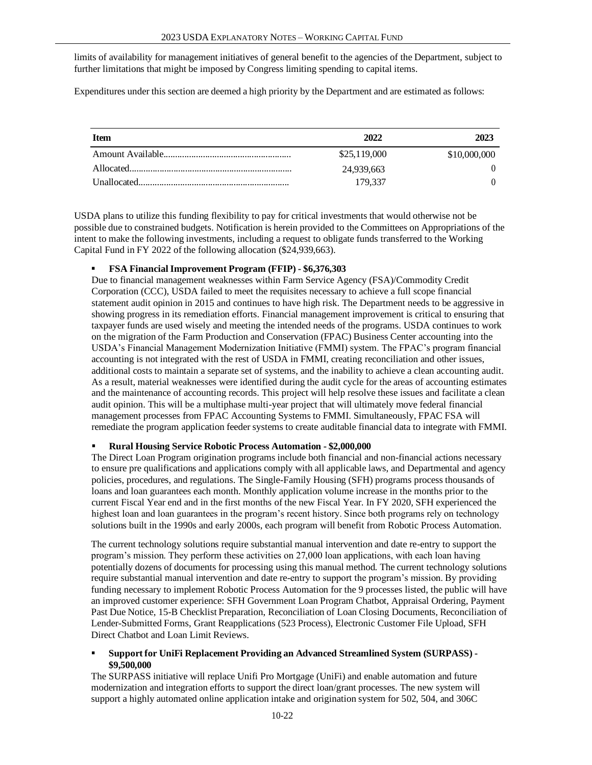limits of availability for management initiatives of general benefit to the agencies of the Department, subject to further limitations that might be imposed by Congress limiting spending to capital items.

Expenditures under this section are deemed a high priority by the Department and are estimated as follows:

| Item | 2022 | 2023 |
|---|---|---|
| Amount Available | $25,119,000 | $10,000,000 |
| Allocated | 24,939,663 | 0 |
| Unallocated | 179,337 | 0 |

USDA plans to utilize this funding flexibility to pay for critical investments that would otherwise not be possible due to constrained budgets. Notification is herein provided to the Committees on Appropriations of the intent to make the following investments, including a request to obligate funds transferred to the Working Capital Fund in FY 2022 of the following allocation ($24,939,663).

- **FSA Financial Improvement Program (FFIP) - $6,376,303**
  Due to financial management weaknesses within Farm Service Agency (FSA)/Commodity Credit Corporation (CCC), USDA failed to meet the requisites necessary to achieve a full scope financial statement audit opinion in 2015 and continues to have high risk. The Department needs to be aggressive in showing progress in its remediation efforts. Financial management improvement is critical to ensuring that taxpayer funds are used wisely and meeting the intended needs of the programs. USDA continues to work on the migration of the Farm Production and Conservation (FPAC) Business Center accounting into the USDA's Financial Management Modernization Initiative (FMMI) system. The FPAC's program financial accounting is not integrated with the rest of USDA in FMMI, creating reconciliation and other issues, additional costs to maintain a separate set of systems, and the inability to achieve a clean accounting audit. As a result, material weaknesses were identified during the audit cycle for the areas of accounting estimates and the maintenance of accounting records. This project will help resolve these issues and facilitate a clean audit opinion. This will be a multiphase multi-year project that will ultimately move federal financial management processes from FPAC Accounting Systems to FMMI. Simultaneously, FPAC FSA will remediate the program application feeder systems to create auditable financial data to integrate with FMMI.

- **Rural Housing Service Robotic Process Automation - $2,000,000**
  The Direct Loan Program origination programs include both financial and non-financial actions necessary to ensure pre qualifications and applications comply with all applicable laws, and Departmental and agency policies, procedures, and regulations. The Single-Family Housing (SFH) programs process thousands of loans and loan guarantees each month. Monthly application volume increase in the months prior to the current Fiscal Year end and in the first months of the new Fiscal Year. In FY 2020, SFH experienced the highest loan and loan guarantees in the program's recent history. Since both programs rely on technology solutions built in the 1990s and early 2000s, each program will benefit from Robotic Process Automation.

  The current technology solutions require substantial manual intervention and date re-entry to support the program's mission. They perform these activities on 27,000 loan applications, with each loan having potentially dozens of documents for processing using this manual method. The current technology solutions require substantial manual intervention and date re-entry to support the program's mission. By providing funding necessary to implement Robotic Process Automation for the 9 processes listed, the public will have an improved customer experience: SFH Government Loan Program Chatbot, Appraisal Ordering, Payment Past Due Notice, 15-B Checklist Preparation, Reconciliation of Loan Closing Documents, Reconciliation of Lender-Submitted Forms, Grant Reapplications (523 Process), Electronic Customer File Upload, SFH Direct Chatbot and Loan Limit Reviews.

- **Support for UniFi Replacement Providing an Advanced Streamlined System (SURPASS) - $9,500,000**
  The SURPASS initiative will replace Unifi Pro Mortgage (UniFi) and enable automation and future modernization and integration efforts to support the direct loan/grant processes. The new system will support a highly automated online application intake and origination system for 502, 504, and 306C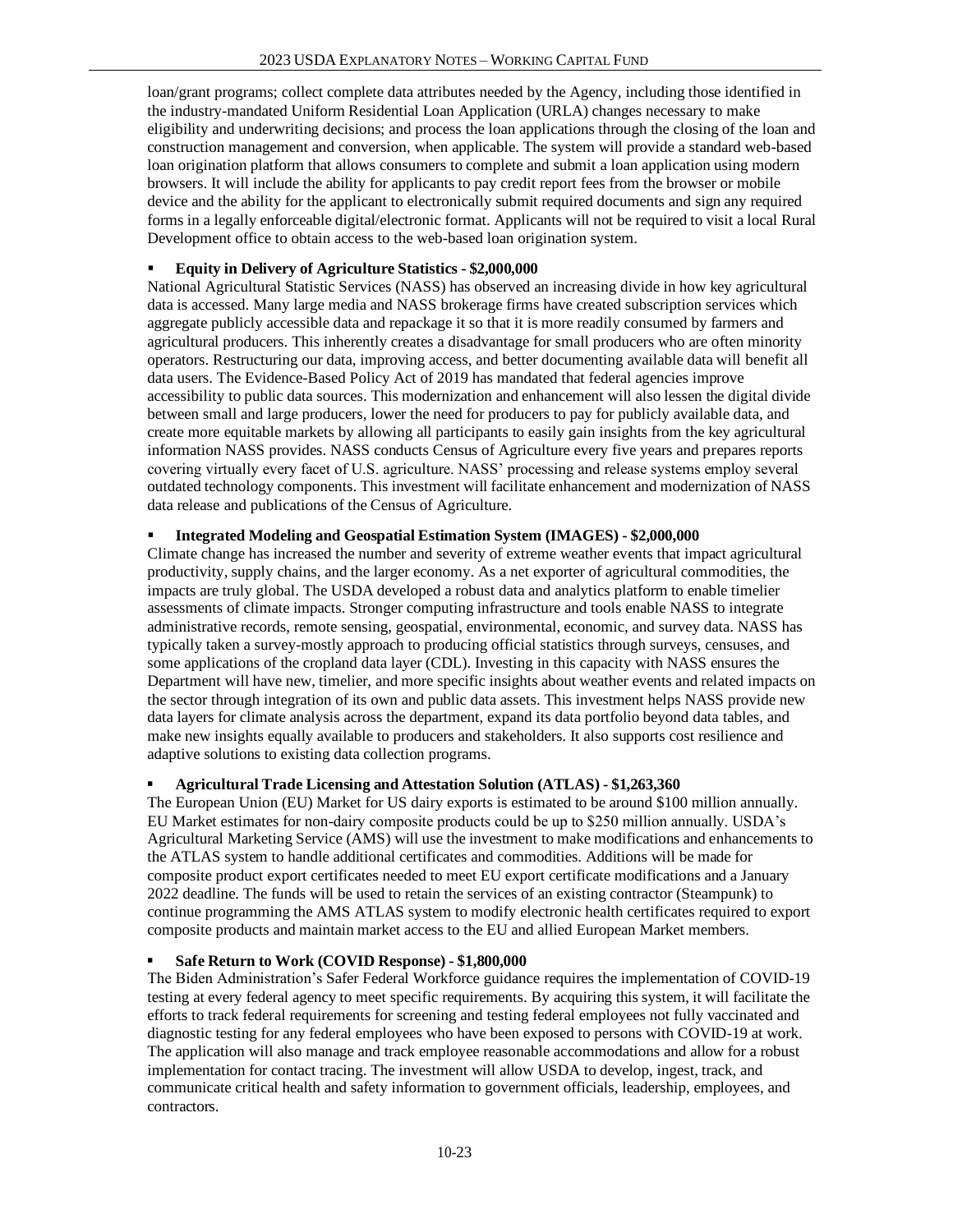loan/grant programs; collect complete data attributes needed by the Agency, including those identified in the industry-mandated Uniform Residential Loan Application (URLA) changes necessary to make eligibility and underwriting decisions; and process the loan applications through the closing of the loan and construction management and conversion, when applicable. The system will provide a standard web-based loan origination platform that allows consumers to complete and submit a loan application using modern browsers. It will include the ability for applicants to pay credit report fees from the browser or mobile device and the ability for the applicant to electronically submit required documents and sign any required forms in a legally enforceable digital/electronic format. Applicants will not be required to visit a local Rural Development office to obtain access to the web-based loan origination system.

- **Equity in Delivery of Agriculture Statistics - $2,000,000**

National Agricultural Statistic Services (NASS) has observed an increasing divide in how key agricultural data is accessed. Many large media and NASS brokerage firms have created subscription services which aggregate publicly accessible data and repackage it so that it is more readily consumed by farmers and agricultural producers. This inherently creates a disadvantage for small producers who are often minority operators. Restructuring our data, improving access, and better documenting available data will benefit all data users. The Evidence-Based Policy Act of 2019 has mandated that federal agencies improve accessibility to public data sources. This modernization and enhancement will also lessen the digital divide between small and large producers, lower the need for producers to pay for publicly available data, and create more equitable markets by allowing all participants to easily gain insights from the key agricultural information NASS provides. NASS conducts Census of Agriculture every five years and prepares reports covering virtually every facet of U.S. agriculture. NASS' processing and release systems employ several outdated technology components. This investment will facilitate enhancement and modernization of NASS data release and publications of the Census of Agriculture.

- **Integrated Modeling and Geospatial Estimation System (IMAGES) - $2,000,000**

Climate change has increased the number and severity of extreme weather events that impact agricultural productivity, supply chains, and the larger economy. As a net exporter of agricultural commodities, the impacts are truly global. The USDA developed a robust data and analytics platform to enable timelier assessments of climate impacts. Stronger computing infrastructure and tools enable NASS to integrate administrative records, remote sensing, geospatial, environmental, economic, and survey data. NASS has typically taken a survey-mostly approach to producing official statistics through surveys, censuses, and some applications of the cropland data layer (CDL). Investing in this capacity with NASS ensures the Department will have new, timelier, and more specific insights about weather events and related impacts on the sector through integration of its own and public data assets. This investment helps NASS provide new data layers for climate analysis across the department, expand its data portfolio beyond data tables, and make new insights equally available to producers and stakeholders. It also supports cost resilience and adaptive solutions to existing data collection programs.

- **Agricultural Trade Licensing and Attestation Solution (ATLAS) - $1,263,360**

The European Union (EU) Market for US dairy exports is estimated to be around $100 million annually. EU Market estimates for non-dairy composite products could be up to $250 million annually. USDA's Agricultural Marketing Service (AMS) will use the investment to make modifications and enhancements to the ATLAS system to handle additional certificates and commodities. Additions will be made for composite product export certificates needed to meet EU export certificate modifications and a January 2022 deadline. The funds will be used to retain the services of an existing contractor (Steampunk) to continue programming the AMS ATLAS system to modify electronic health certificates required to export composite products and maintain market access to the EU and allied European Market members.

- **Safe Return to Work (COVID Response) - $1,800,000**

The Biden Administration's Safer Federal Workforce guidance requires the implementation of COVID-19 testing at every federal agency to meet specific requirements. By acquiring this system, it will facilitate the efforts to track federal requirements for screening and testing federal employees not fully vaccinated and diagnostic testing for any federal employees who have been exposed to persons with COVID-19 at work. The application will also manage and track employee reasonable accommodations and allow for a robust implementation for contact tracing. The investment will allow USDA to develop, ingest, track, and communicate critical health and safety information to government officials, leadership, employees, and contractors.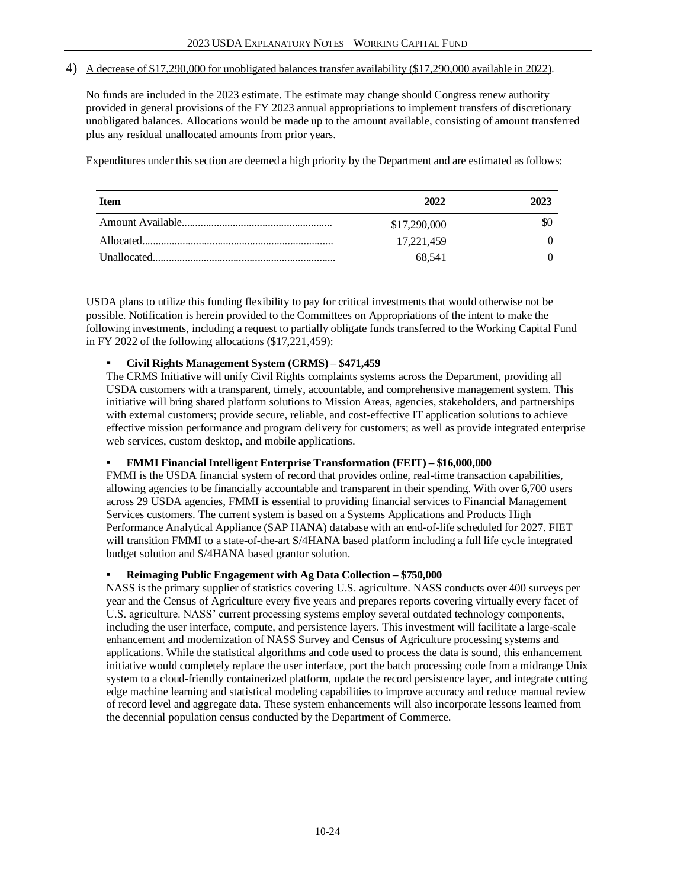4) A decrease of $17,290,000 for unobligated balances transfer availability ($17,290,000 available in 2022).

No funds are included in the 2023 estimate. The estimate may change should Congress renew authority provided in general provisions of the FY 2023 annual appropriations to implement transfers of discretionary unobligated balances. Allocations would be made up to the amount available, consisting of amount transferred plus any residual unallocated amounts from prior years.

Expenditures under this section are deemed a high priority by the Department and are estimated as follows:

| Item | 2022 | 2023 |
|---|---|---|
| Amount Available | $17,290,000 | $0 |
| Allocated | 17,221,459 | 0 |
| Unallocated | 68,541 | 0 |

USDA plans to utilize this funding flexibility to pay for critical investments that would otherwise not be possible. Notification is herein provided to the Committees on Appropriations of the intent to make the following investments, including a request to partially obligate funds transferred to the Working Capital Fund in FY 2022 of the following allocations ($17,221,459):

- **Civil Rights Management System (CRMS) – $471,459**
  The CRMS Initiative will unify Civil Rights complaints systems across the Department, providing all USDA customers with a transparent, timely, accountable, and comprehensive management system. This initiative will bring shared platform solutions to Mission Areas, agencies, stakeholders, and partnerships with external customers; provide secure, reliable, and cost-effective IT application solutions to achieve effective mission performance and program delivery for customers; as well as provide integrated enterprise web services, custom desktop, and mobile applications.

- **FMMI Financial Intelligent Enterprise Transformation (FEIT) – $16,000,000**
  FMMI is the USDA financial system of record that provides online, real-time transaction capabilities, allowing agencies to be financially accountable and transparent in their spending. With over 6,700 users across 29 USDA agencies, FMMI is essential to providing financial services to Financial Management Services customers. The current system is based on a Systems Applications and Products High Performance Analytical Appliance (SAP HANA) database with an end-of-life scheduled for 2027. FIET will transition FMMI to a state-of-the-art S/4HANA based platform including a full life cycle integrated budget solution and S/4HANA based grantor solution.

- **Reimaging Public Engagement with Ag Data Collection – $750,000**
  NASS is the primary supplier of statistics covering U.S. agriculture. NASS conducts over 400 surveys per year and the Census of Agriculture every five years and prepares reports covering virtually every facet of U.S. agriculture. NASS' current processing systems employ several outdated technology components, including the user interface, compute, and persistence layers. This investment will facilitate a large-scale enhancement and modernization of NASS Survey and Census of Agriculture processing systems and applications. While the statistical algorithms and code used to process the data is sound, this enhancement initiative would completely replace the user interface, port the batch processing code from a midrange Unix system to a cloud-friendly containerized platform, update the record persistence layer, and integrate cutting edge machine learning and statistical modeling capabilities to improve accuracy and reduce manual review of record level and aggregate data. These system enhancements will also incorporate lessons learned from the decennial population census conducted by the Department of Commerce.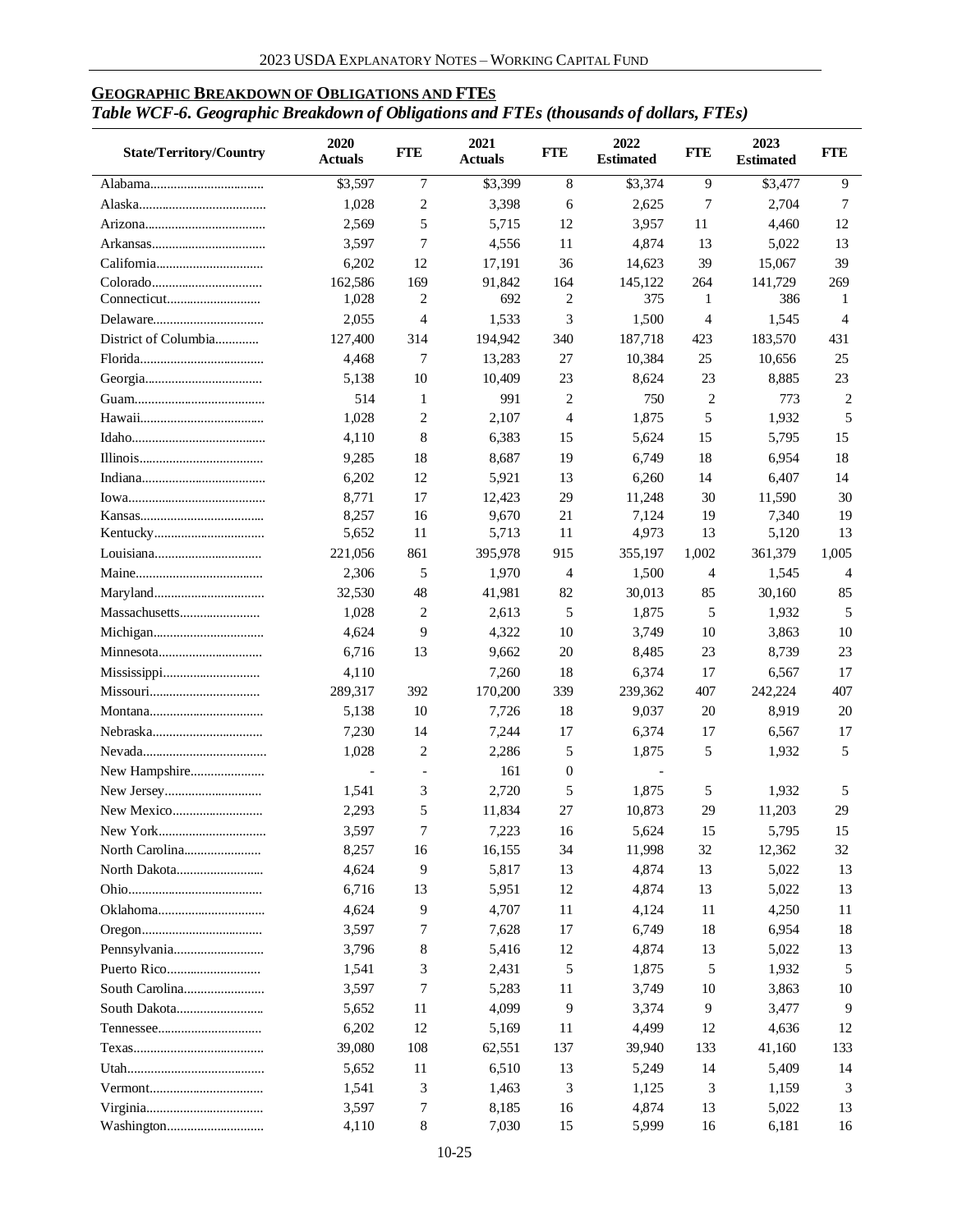## GEOGRAPHIC BREAKDOWN OF OBLIGATIONS AND FTES

*Table WCF-6. Geographic Breakdown of Obligations and FTEs (thousands of dollars, FTEs)*

| State/Territory/Country | 2020 Actuals | FTE | 2021 Actuals | FTE | 2022 Estimated | FTE | 2023 Estimated | FTE |
|---|---|---|---|---|---|---|---|---|
| Alabama | $3,597 | 7 | $3,399 | 8 | $3,374 | 9 | $3,477 | 9 |
| Alaska | 1,028 | 2 | 3,398 | 6 | 2,625 | 7 | 2,704 | 7 |
| Arizona | 2,569 | 5 | 5,715 | 12 | 3,957 | 11 | 4,460 | 12 |
| Arkansas | 3,597 | 7 | 4,556 | 11 | 4,874 | 13 | 5,022 | 13 |
| California | 6,202 | 12 | 17,191 | 36 | 14,623 | 39 | 15,067 | 39 |
| Colorado | 162,586 | 169 | 91,842 | 164 | 145,122 | 264 | 141,729 | 269 |
| Connecticut | 1,028 | 2 | 692 | 2 | 375 | 1 | 386 | 1 |
| Delaware | 2,055 | 4 | 1,533 | 3 | 1,500 | 4 | 1,545 | 4 |
| District of Columbia | 127,400 | 314 | 194,942 | 340 | 187,718 | 423 | 183,570 | 431 |
| Florida | 4,468 | 7 | 13,283 | 27 | 10,384 | 25 | 10,656 | 25 |
| Georgia | 5,138 | 10 | 10,409 | 23 | 8,624 | 23 | 8,885 | 23 |
| Guam | 514 | 1 | 991 | 2 | 750 | 2 | 773 | 2 |
| Hawaii | 1,028 | 2 | 2,107 | 4 | 1,875 | 5 | 1,932 | 5 |
| Idaho | 4,110 | 8 | 6,383 | 15 | 5,624 | 15 | 5,795 | 15 |
| Illinois | 9,285 | 18 | 8,687 | 19 | 6,749 | 18 | 6,954 | 18 |
| Indiana | 6,202 | 12 | 5,921 | 13 | 6,260 | 14 | 6,407 | 14 |
| Iowa | 8,771 | 17 | 12,423 | 29 | 11,248 | 30 | 11,590 | 30 |
| Kansas | 8,257 | 16 | 9,670 | 21 | 7,124 | 19 | 7,340 | 19 |
| Kentucky | 5,652 | 11 | 5,713 | 11 | 4,973 | 13 | 5,120 | 13 |
| Louisiana | 221,056 | 861 | 395,978 | 915 | 355,197 | 1,002 | 361,379 | 1,005 |
| Maine | 2,306 | 5 | 1,970 | 4 | 1,500 | 4 | 1,545 | 4 |
| Maryland | 32,530 | 48 | 41,981 | 82 | 30,013 | 85 | 30,160 | 85 |
| Massachusetts | 1,028 | 2 | 2,613 | 5 | 1,875 | 5 | 1,932 | 5 |
| Michigan | 4,624 | 9 | 4,322 | 10 | 3,749 | 10 | 3,863 | 10 |
| Minnesota | 6,716 | 13 | 9,662 | 20 | 8,485 | 23 | 8,739 | 23 |
| Mississippi | 4,110 | | 7,260 | 18 | 6,374 | 17 | 6,567 | 17 |
| Missouri | 289,317 | 392 | 170,200 | 339 | 239,362 | 407 | 242,224 | 407 |
| Montana | 5,138 | 10 | 7,726 | 18 | 9,037 | 20 | 8,919 | 20 |
| Nebraska | 7,230 | 14 | 7,244 | 17 | 6,374 | 17 | 6,567 | 17 |
| Nevada | 1,028 | 2 | 2,286 | 5 | 1,875 | 5 | 1,932 | 5 |
| New Hampshire | - | - | 161 | 0 | - | | | |
| New Jersey | 1,541 | 3 | 2,720 | 5 | 1,875 | 5 | 1,932 | 5 |
| New Mexico | 2,293 | 5 | 11,834 | 27 | 10,873 | 29 | 11,203 | 29 |
| New York | 3,597 | 7 | 7,223 | 16 | 5,624 | 15 | 5,795 | 15 |
| North Carolina | 8,257 | 16 | 16,155 | 34 | 11,998 | 32 | 12,362 | 32 |
| North Dakota | 4,624 | 9 | 5,817 | 13 | 4,874 | 13 | 5,022 | 13 |
| Ohio | 6,716 | 13 | 5,951 | 12 | 4,874 | 13 | 5,022 | 13 |
| Oklahoma | 4,624 | 9 | 4,707 | 11 | 4,124 | 11 | 4,250 | 11 |
| Oregon | 3,597 | 7 | 7,628 | 17 | 6,749 | 18 | 6,954 | 18 |
| Pennsylvania | 3,796 | 8 | 5,416 | 12 | 4,874 | 13 | 5,022 | 13 |
| Puerto Rico | 1,541 | 3 | 2,431 | 5 | 1,875 | 5 | 1,932 | 5 |
| South Carolina | 3,597 | 7 | 5,283 | 11 | 3,749 | 10 | 3,863 | 10 |
| South Dakota | 5,652 | 11 | 4,099 | 9 | 3,374 | 9 | 3,477 | 9 |
| Tennessee | 6,202 | 12 | 5,169 | 11 | 4,499 | 12 | 4,636 | 12 |
| Texas | 39,080 | 108 | 62,551 | 137 | 39,940 | 133 | 41,160 | 133 |
| Utah | 5,652 | 11 | 6,510 | 13 | 5,249 | 14 | 5,409 | 14 |
| Vermont | 1,541 | 3 | 1,463 | 3 | 1,125 | 3 | 1,159 | 3 |
| Virginia | 3,597 | 7 | 8,185 | 16 | 4,874 | 13 | 5,022 | 13 |
| Washington | 4,110 | 8 | 7,030 | 15 | 5,999 | 16 | 6,181 | 16 |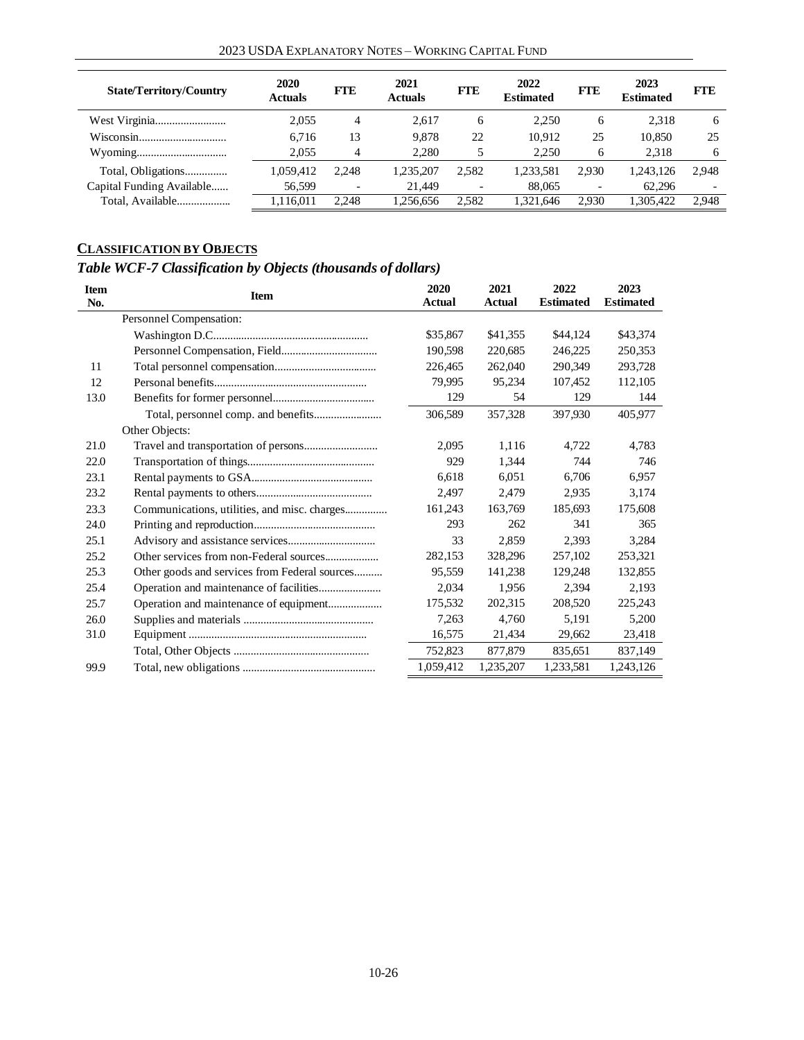| State/Territory/Country | 2020 Actuals | FTE | 2021 Actuals | FTE | 2022 Estimated | FTE | 2023 Estimated | FTE |
|---|---|---|---|---|---|---|---|---|
| West Virginia......................... | 2,055 | 4 | 2,617 | 6 | 2,250 | 6 | 2,318 | 6 |
| Wisconsin.............................. | 6,716 | 13 | 9,878 | 22 | 10,912 | 25 | 10,850 | 25 |
| Wyoming............................... | 2,055 | 4 | 2,280 | 5 | 2,250 | 6 | 2,318 | 6 |
| Total, Obligations............... | 1,059,412 | 2,248 | 1,235,207 | 2,582 | 1,233,581 | 2,930 | 1,243,126 | 2,948 |
| Capital Funding Available...... | 56,599 | - | 21,449 | - | 88,065 | - | 62,296 | - |
| Total, Available.................. | 1,116,011 | 2,248 | 1,256,656 | 2,582 | 1,321,646 | 2,930 | 1,305,422 | 2,948 |

## CLASSIFICATION BY OBJECTS

### *Table WCF-7 Classification by Objects (thousands of dollars)*

| Item No. | Item | 2020 Actual | 2021 Actual | 2022 Estimated | 2023 Estimated |
|---|---|---|---|---|---|
| | Personnel Compensation: | | | | |
| | Washington D.C....................................................... | $35,867 | $41,355 | $44,124 | $43,374 |
| | Personnel Compensation, Field.................................. | 190,598 | 220,685 | 246,225 | 250,353 |
| 11 | Total personnel compensation.................................... | 226,465 | 262,040 | 290,349 | 293,728 |
| 12 | Personal benefits..................................................... | 79,995 | 95,234 | 107,452 | 112,105 |
| 13.0 | Benefits for former personnel.................................... | 129 | 54 | 129 | 144 |
| | Total, personnel comp. and benefits........................ | 306,589 | 357,328 | 397,930 | 405,977 |
| | Other Objects: | | | | |
| 21.0 | Travel and transportation of persons.......................... | 2,095 | 1,116 | 4,722 | 4,783 |
| 22.0 | Transportation of things............................................ | 929 | 1,344 | 744 | 746 |
| 23.1 | Rental payments to GSA........................................... | 6,618 | 6,051 | 6,706 | 6,957 |
| 23.2 | Rental payments to others......................................... | 2,497 | 2,479 | 2,935 | 3,174 |
| 23.3 | Communications, utilities, and misc. charges.............. | 161,243 | 163,769 | 185,693 | 175,608 |
| 24.0 | Printing and reproduction........................................... | 293 | 262 | 341 | 365 |
| 25.1 | Advisory and assistance services............................... | 33 | 2,859 | 2,393 | 3,284 |
| 25.2 | Other services from non-Federal sources................... | 282,153 | 328,296 | 257,102 | 253,321 |
| 25.3 | Other goods and services from Federal sources.......... | 95,559 | 141,238 | 129,248 | 132,855 |
| 25.4 | Operation and maintenance of facilities...................... | 2,034 | 1,956 | 2,394 | 2,193 |
| 25.7 | Operation and maintenance of equipment................... | 175,532 | 202,315 | 208,520 | 225,243 |
| 26.0 | Supplies and materials ............................................. | 7,263 | 4,760 | 5,191 | 5,200 |
| 31.0 | Equipment .............................................................. | 16,575 | 21,434 | 29,662 | 23,418 |
| | Total, Other Objects ............................................... | 752,823 | 877,879 | 835,651 | 837,149 |
| 99.9 | Total, new obligations .............................................. | 1,059,412 | 1,235,207 | 1,233,581 | 1,243,126 |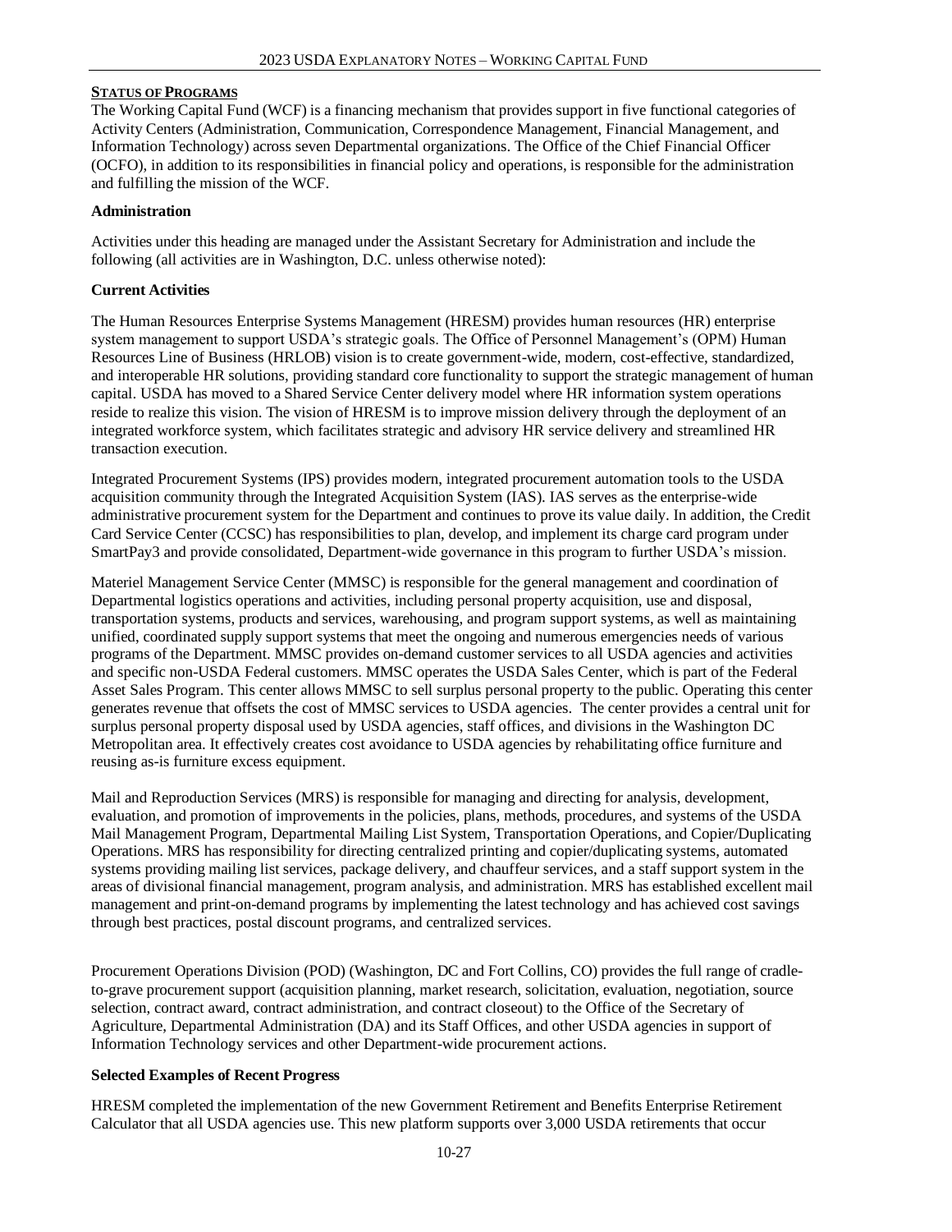## Status of Programs

The Working Capital Fund (WCF) is a financing mechanism that provides support in five functional categories of Activity Centers (Administration, Communication, Correspondence Management, Financial Management, and Information Technology) across seven Departmental organizations. The Office of the Chief Financial Officer (OCFO), in addition to its responsibilities in financial policy and operations, is responsible for the administration and fulfilling the mission of the WCF.

### Administration

Activities under this heading are managed under the Assistant Secretary for Administration and include the following (all activities are in Washington, D.C. unless otherwise noted):

#### Current Activities

The Human Resources Enterprise Systems Management (HRESM) provides human resources (HR) enterprise system management to support USDA's strategic goals. The Office of Personnel Management's (OPM) Human Resources Line of Business (HRLOB) vision is to create government-wide, modern, cost-effective, standardized, and interoperable HR solutions, providing standard core functionality to support the strategic management of human capital. USDA has moved to a Shared Service Center delivery model where HR information system operations reside to realize this vision. The vision of HRESM is to improve mission delivery through the deployment of an integrated workforce system, which facilitates strategic and advisory HR service delivery and streamlined HR transaction execution.

Integrated Procurement Systems (IPS) provides modern, integrated procurement automation tools to the USDA acquisition community through the Integrated Acquisition System (IAS). IAS serves as the enterprise-wide administrative procurement system for the Department and continues to prove its value daily. In addition, the Credit Card Service Center (CCSC) has responsibilities to plan, develop, and implement its charge card program under SmartPay3 and provide consolidated, Department-wide governance in this program to further USDA's mission.

Materiel Management Service Center (MMSC) is responsible for the general management and coordination of Departmental logistics operations and activities, including personal property acquisition, use and disposal, transportation systems, products and services, warehousing, and program support systems, as well as maintaining unified, coordinated supply support systems that meet the ongoing and numerous emergencies needs of various programs of the Department. MMSC provides on-demand customer services to all USDA agencies and activities and specific non-USDA Federal customers. MMSC operates the USDA Sales Center, which is part of the Federal Asset Sales Program. This center allows MMSC to sell surplus personal property to the public. Operating this center generates revenue that offsets the cost of MMSC services to USDA agencies. The center provides a central unit for surplus personal property disposal used by USDA agencies, staff offices, and divisions in the Washington DC Metropolitan area. It effectively creates cost avoidance to USDA agencies by rehabilitating office furniture and reusing as-is furniture excess equipment.

Mail and Reproduction Services (MRS) is responsible for managing and directing for analysis, development, evaluation, and promotion of improvements in the policies, plans, methods, procedures, and systems of the USDA Mail Management Program, Departmental Mailing List System, Transportation Operations, and Copier/Duplicating Operations. MRS has responsibility for directing centralized printing and copier/duplicating systems, automated systems providing mailing list services, package delivery, and chauffeur services, and a staff support system in the areas of divisional financial management, program analysis, and administration. MRS has established excellent mail management and print-on-demand programs by implementing the latest technology and has achieved cost savings through best practices, postal discount programs, and centralized services.

Procurement Operations Division (POD) (Washington, DC and Fort Collins, CO) provides the full range of cradle-to-grave procurement support (acquisition planning, market research, solicitation, evaluation, negotiation, source selection, contract award, contract administration, and contract closeout) to the Office of the Secretary of Agriculture, Departmental Administration (DA) and its Staff Offices, and other USDA agencies in support of Information Technology services and other Department-wide procurement actions.

#### Selected Examples of Recent Progress

HRESM completed the implementation of the new Government Retirement and Benefits Enterprise Retirement Calculator that all USDA agencies use. This new platform supports over 3,000 USDA retirements that occur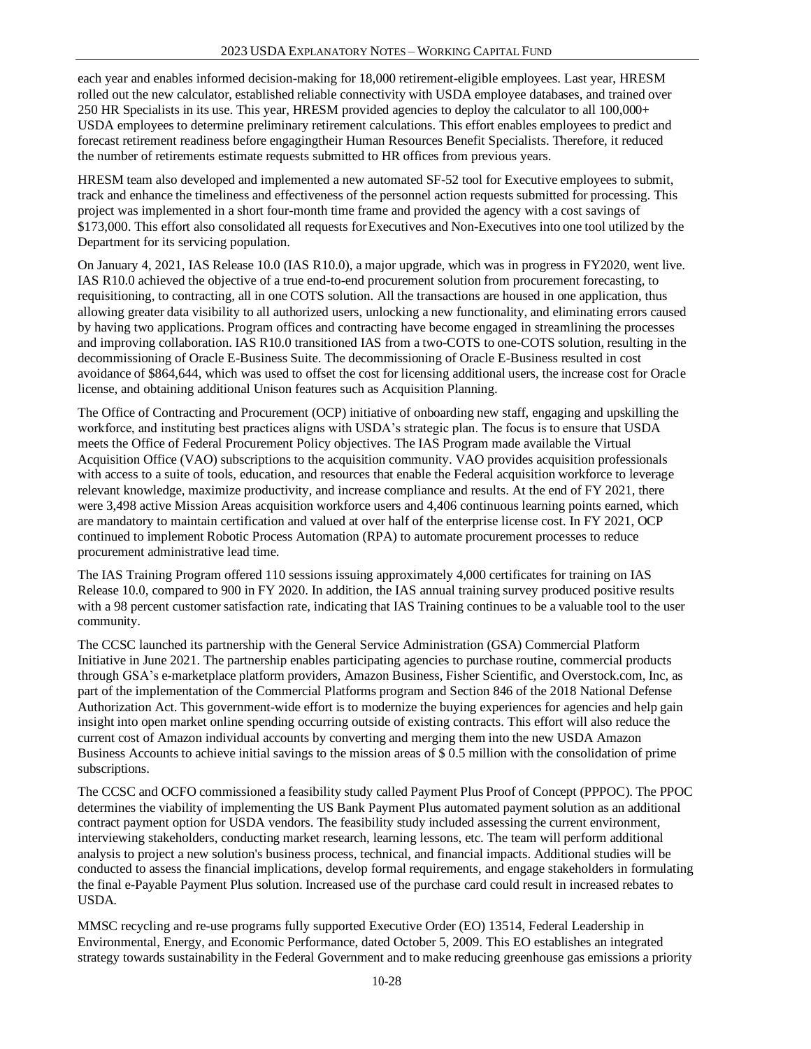each year and enables informed decision-making for 18,000 retirement-eligible employees. Last year, HRESM rolled out the new calculator, established reliable connectivity with USDA employee databases, and trained over 250 HR Specialists in its use. This year, HRESM provided agencies to deploy the calculator to all 100,000+ USDA employees to determine preliminary retirement calculations. This effort enables employees to predict and forecast retirement readiness before engagingtheir Human Resources Benefit Specialists. Therefore, it reduced the number of retirements estimate requests submitted to HR offices from previous years.

HRESM team also developed and implemented a new automated SF-52 tool for Executive employees to submit, track and enhance the timeliness and effectiveness of the personnel action requests submitted for processing. This project was implemented in a short four-month time frame and provided the agency with a cost savings of $173,000. This effort also consolidated all requests forExecutives and Non-Executives into one tool utilized by the Department for its servicing population.

On January 4, 2021, IAS Release 10.0 (IAS R10.0), a major upgrade, which was in progress in FY2020, went live. IAS R10.0 achieved the objective of a true end-to-end procurement solution from procurement forecasting, to requisitioning, to contracting, all in one COTS solution. All the transactions are housed in one application, thus allowing greater data visibility to all authorized users, unlocking a new functionality, and eliminating errors caused by having two applications. Program offices and contracting have become engaged in streamlining the processes and improving collaboration. IAS R10.0 transitioned IAS from a two-COTS to one-COTS solution, resulting in the decommissioning of Oracle E-Business Suite. The decommissioning of Oracle E-Business resulted in cost avoidance of $864,644, which was used to offset the cost for licensing additional users, the increase cost for Oracle license, and obtaining additional Unison features such as Acquisition Planning.

The Office of Contracting and Procurement (OCP) initiative of onboarding new staff, engaging and upskilling the workforce, and instituting best practices aligns with USDA's strategic plan. The focus is to ensure that USDA meets the Office of Federal Procurement Policy objectives. The IAS Program made available the Virtual Acquisition Office (VAO) subscriptions to the acquisition community. VAO provides acquisition professionals with access to a suite of tools, education, and resources that enable the Federal acquisition workforce to leverage relevant knowledge, maximize productivity, and increase compliance and results. At the end of FY 2021, there were 3,498 active Mission Areas acquisition workforce users and 4,406 continuous learning points earned, which are mandatory to maintain certification and valued at over half of the enterprise license cost. In FY 2021, OCP continued to implement Robotic Process Automation (RPA) to automate procurement processes to reduce procurement administrative lead time.

The IAS Training Program offered 110 sessions issuing approximately 4,000 certificates for training on IAS Release 10.0, compared to 900 in FY 2020. In addition, the IAS annual training survey produced positive results with a 98 percent customer satisfaction rate, indicating that IAS Training continues to be a valuable tool to the user community.

The CCSC launched its partnership with the General Service Administration (GSA) Commercial Platform Initiative in June 2021. The partnership enables participating agencies to purchase routine, commercial products through GSA's e-marketplace platform providers, Amazon Business, Fisher Scientific, and Overstock.com, Inc, as part of the implementation of the Commercial Platforms program and Section 846 of the 2018 National Defense Authorization Act. This government-wide effort is to modernize the buying experiences for agencies and help gain insight into open market online spending occurring outside of existing contracts. This effort will also reduce the current cost of Amazon individual accounts by converting and merging them into the new USDA Amazon Business Accounts to achieve initial savings to the mission areas of $ 0.5 million with the consolidation of prime subscriptions.

The CCSC and OCFO commissioned a feasibility study called Payment Plus Proof of Concept (PPPOC). The PPOC determines the viability of implementing the US Bank Payment Plus automated payment solution as an additional contract payment option for USDA vendors. The feasibility study included assessing the current environment, interviewing stakeholders, conducting market research, learning lessons, etc. The team will perform additional analysis to project a new solution's business process, technical, and financial impacts. Additional studies will be conducted to assess the financial implications, develop formal requirements, and engage stakeholders in formulating the final e-Payable Payment Plus solution. Increased use of the purchase card could result in increased rebates to USDA.

MMSC recycling and re-use programs fully supported Executive Order (EO) 13514, Federal Leadership in Environmental, Energy, and Economic Performance, dated October 5, 2009. This EO establishes an integrated strategy towards sustainability in the Federal Government and to make reducing greenhouse gas emissions a priority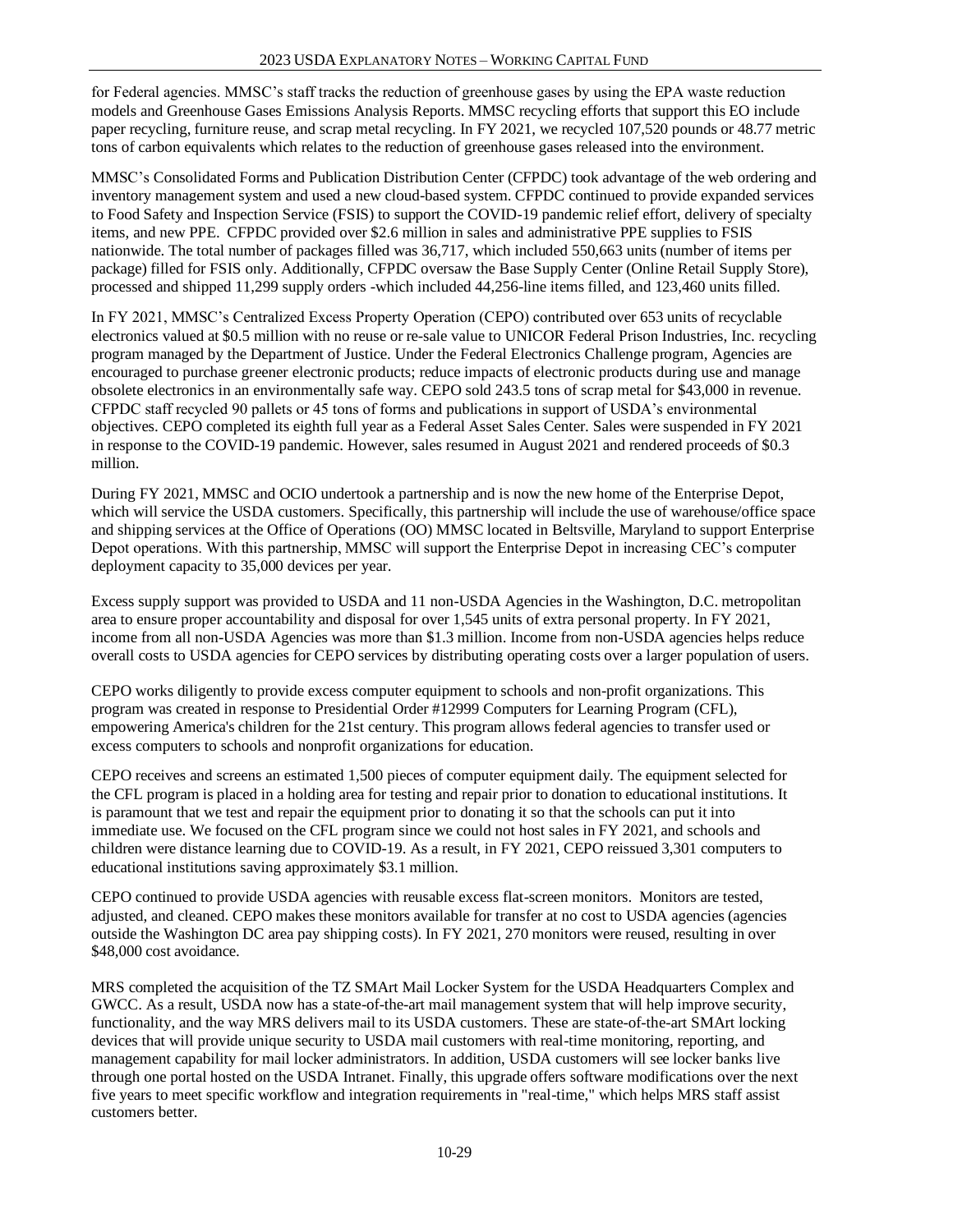for Federal agencies. MMSC's staff tracks the reduction of greenhouse gases by using the EPA waste reduction models and Greenhouse Gases Emissions Analysis Reports. MMSC recycling efforts that support this EO include paper recycling, furniture reuse, and scrap metal recycling. In FY 2021, we recycled 107,520 pounds or 48.77 metric tons of carbon equivalents which relates to the reduction of greenhouse gases released into the environment.

MMSC's Consolidated Forms and Publication Distribution Center (CFPDC) took advantage of the web ordering and inventory management system and used a new cloud-based system. CFPDC continued to provide expanded services to Food Safety and Inspection Service (FSIS) to support the COVID-19 pandemic relief effort, delivery of specialty items, and new PPE. CFPDC provided over $2.6 million in sales and administrative PPE supplies to FSIS nationwide. The total number of packages filled was 36,717, which included 550,663 units (number of items per package) filled for FSIS only. Additionally, CFPDC oversaw the Base Supply Center (Online Retail Supply Store), processed and shipped 11,299 supply orders -which included 44,256-line items filled, and 123,460 units filled.

In FY 2021, MMSC's Centralized Excess Property Operation (CEPO) contributed over 653 units of recyclable electronics valued at $0.5 million with no reuse or re-sale value to UNICOR Federal Prison Industries, Inc. recycling program managed by the Department of Justice. Under the Federal Electronics Challenge program, Agencies are encouraged to purchase greener electronic products; reduce impacts of electronic products during use and manage obsolete electronics in an environmentally safe way. CEPO sold 243.5 tons of scrap metal for $43,000 in revenue. CFPDC staff recycled 90 pallets or 45 tons of forms and publications in support of USDA's environmental objectives. CEPO completed its eighth full year as a Federal Asset Sales Center. Sales were suspended in FY 2021 in response to the COVID-19 pandemic. However, sales resumed in August 2021 and rendered proceeds of $0.3 million.

During FY 2021, MMSC and OCIO undertook a partnership and is now the new home of the Enterprise Depot, which will service the USDA customers. Specifically, this partnership will include the use of warehouse/office space and shipping services at the Office of Operations (OO) MMSC located in Beltsville, Maryland to support Enterprise Depot operations. With this partnership, MMSC will support the Enterprise Depot in increasing CEC's computer deployment capacity to 35,000 devices per year.

Excess supply support was provided to USDA and 11 non-USDA Agencies in the Washington, D.C. metropolitan area to ensure proper accountability and disposal for over 1,545 units of extra personal property. In FY 2021, income from all non-USDA Agencies was more than $1.3 million. Income from non-USDA agencies helps reduce overall costs to USDA agencies for CEPO services by distributing operating costs over a larger population of users.

CEPO works diligently to provide excess computer equipment to schools and non-profit organizations. This program was created in response to Presidential Order #12999 Computers for Learning Program (CFL), empowering America's children for the 21st century. This program allows federal agencies to transfer used or excess computers to schools and nonprofit organizations for education.

CEPO receives and screens an estimated 1,500 pieces of computer equipment daily. The equipment selected for the CFL program is placed in a holding area for testing and repair prior to donation to educational institutions. It is paramount that we test and repair the equipment prior to donating it so that the schools can put it into immediate use. We focused on the CFL program since we could not host sales in FY 2021, and schools and children were distance learning due to COVID-19. As a result, in FY 2021, CEPO reissued 3,301 computers to educational institutions saving approximately $3.1 million.

CEPO continued to provide USDA agencies with reusable excess flat-screen monitors. Monitors are tested, adjusted, and cleaned. CEPO makes these monitors available for transfer at no cost to USDA agencies (agencies outside the Washington DC area pay shipping costs). In FY 2021, 270 monitors were reused, resulting in over $48,000 cost avoidance.

MRS completed the acquisition of the TZ SMArt Mail Locker System for the USDA Headquarters Complex and GWCC. As a result, USDA now has a state-of-the-art mail management system that will help improve security, functionality, and the way MRS delivers mail to its USDA customers. These are state-of-the-art SMArt locking devices that will provide unique security to USDA mail customers with real-time monitoring, reporting, and management capability for mail locker administrators. In addition, USDA customers will see locker banks live through one portal hosted on the USDA Intranet. Finally, this upgrade offers software modifications over the next five years to meet specific workflow and integration requirements in "real-time," which helps MRS staff assist customers better.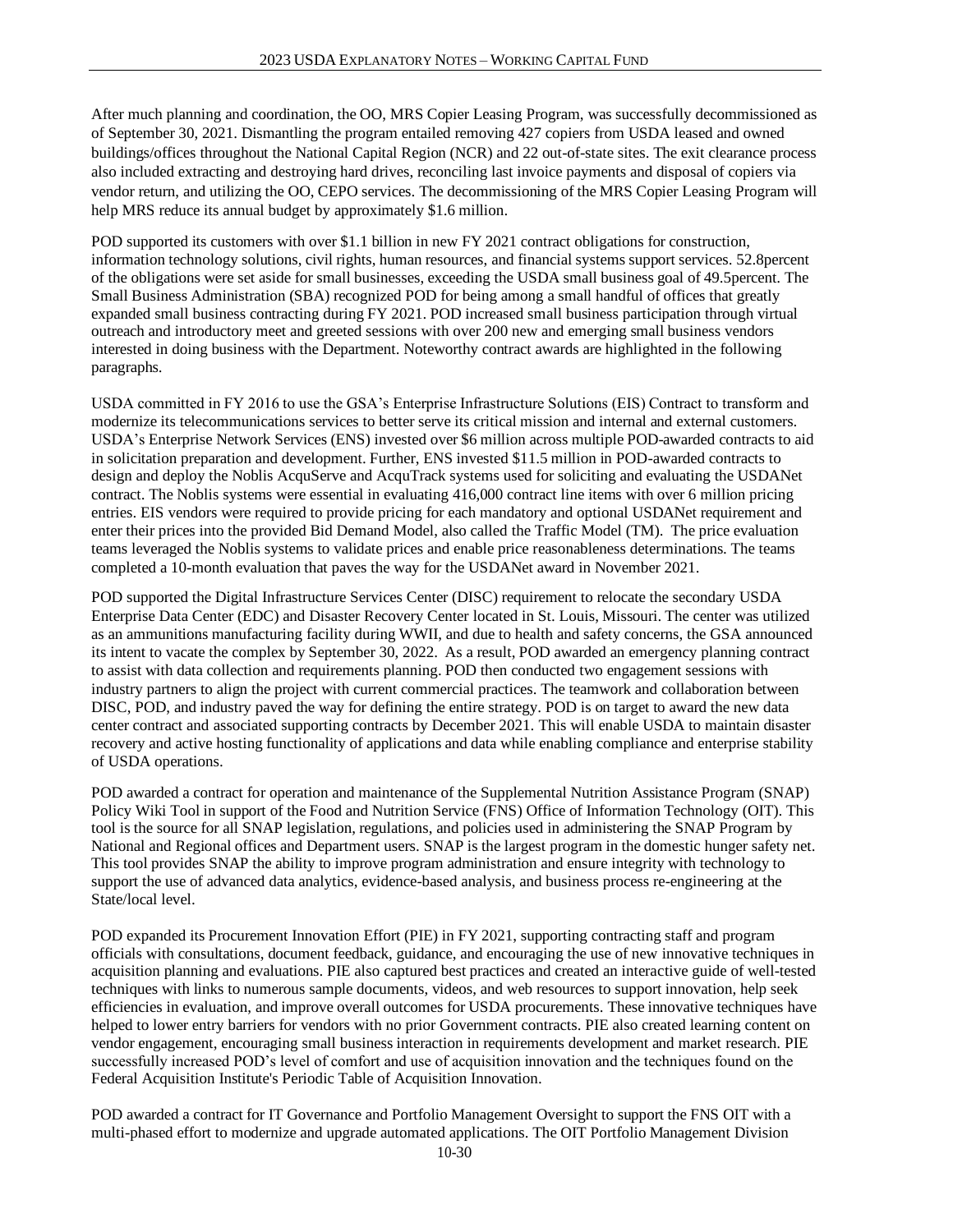After much planning and coordination, the OO, MRS Copier Leasing Program, was successfully decommissioned as of September 30, 2021. Dismantling the program entailed removing 427 copiers from USDA leased and owned buildings/offices throughout the National Capital Region (NCR) and 22 out-of-state sites. The exit clearance process also included extracting and destroying hard drives, reconciling last invoice payments and disposal of copiers via vendor return, and utilizing the OO, CEPO services. The decommissioning of the MRS Copier Leasing Program will help MRS reduce its annual budget by approximately $1.6 million.

POD supported its customers with over $1.1 billion in new FY 2021 contract obligations for construction, information technology solutions, civil rights, human resources, and financial systems support services. 52.8percent of the obligations were set aside for small businesses, exceeding the USDA small business goal of 49.5percent. The Small Business Administration (SBA) recognized POD for being among a small handful of offices that greatly expanded small business contracting during FY 2021. POD increased small business participation through virtual outreach and introductory meet and greeted sessions with over 200 new and emerging small business vendors interested in doing business with the Department. Noteworthy contract awards are highlighted in the following paragraphs.

USDA committed in FY 2016 to use the GSA's Enterprise Infrastructure Solutions (EIS) Contract to transform and modernize its telecommunications services to better serve its critical mission and internal and external customers. USDA's Enterprise Network Services (ENS) invested over $6 million across multiple POD-awarded contracts to aid in solicitation preparation and development. Further, ENS invested $11.5 million in POD-awarded contracts to design and deploy the Noblis AcquServe and AcquTrack systems used for soliciting and evaluating the USDANet contract. The Noblis systems were essential in evaluating 416,000 contract line items with over 6 million pricing entries. EIS vendors were required to provide pricing for each mandatory and optional USDANet requirement and enter their prices into the provided Bid Demand Model, also called the Traffic Model (TM). The price evaluation teams leveraged the Noblis systems to validate prices and enable price reasonableness determinations. The teams completed a 10-month evaluation that paves the way for the USDANet award in November 2021.

POD supported the Digital Infrastructure Services Center (DISC) requirement to relocate the secondary USDA Enterprise Data Center (EDC) and Disaster Recovery Center located in St. Louis, Missouri. The center was utilized as an ammunitions manufacturing facility during WWII, and due to health and safety concerns, the GSA announced its intent to vacate the complex by September 30, 2022. As a result, POD awarded an emergency planning contract to assist with data collection and requirements planning. POD then conducted two engagement sessions with industry partners to align the project with current commercial practices. The teamwork and collaboration between DISC, POD, and industry paved the way for defining the entire strategy. POD is on target to award the new data center contract and associated supporting contracts by December 2021. This will enable USDA to maintain disaster recovery and active hosting functionality of applications and data while enabling compliance and enterprise stability of USDA operations.

POD awarded a contract for operation and maintenance of the Supplemental Nutrition Assistance Program (SNAP) Policy Wiki Tool in support of the Food and Nutrition Service (FNS) Office of Information Technology (OIT). This tool is the source for all SNAP legislation, regulations, and policies used in administering the SNAP Program by National and Regional offices and Department users. SNAP is the largest program in the domestic hunger safety net. This tool provides SNAP the ability to improve program administration and ensure integrity with technology to support the use of advanced data analytics, evidence-based analysis, and business process re-engineering at the State/local level.

POD expanded its Procurement Innovation Effort (PIE) in FY 2021, supporting contracting staff and program officials with consultations, document feedback, guidance, and encouraging the use of new innovative techniques in acquisition planning and evaluations. PIE also captured best practices and created an interactive guide of well-tested techniques with links to numerous sample documents, videos, and web resources to support innovation, help seek efficiencies in evaluation, and improve overall outcomes for USDA procurements. These innovative techniques have helped to lower entry barriers for vendors with no prior Government contracts. PIE also created learning content on vendor engagement, encouraging small business interaction in requirements development and market research. PIE successfully increased POD's level of comfort and use of acquisition innovation and the techniques found on the Federal Acquisition Institute's Periodic Table of Acquisition Innovation.

POD awarded a contract for IT Governance and Portfolio Management Oversight to support the FNS OIT with a multi-phased effort to modernize and upgrade automated applications. The OIT Portfolio Management Division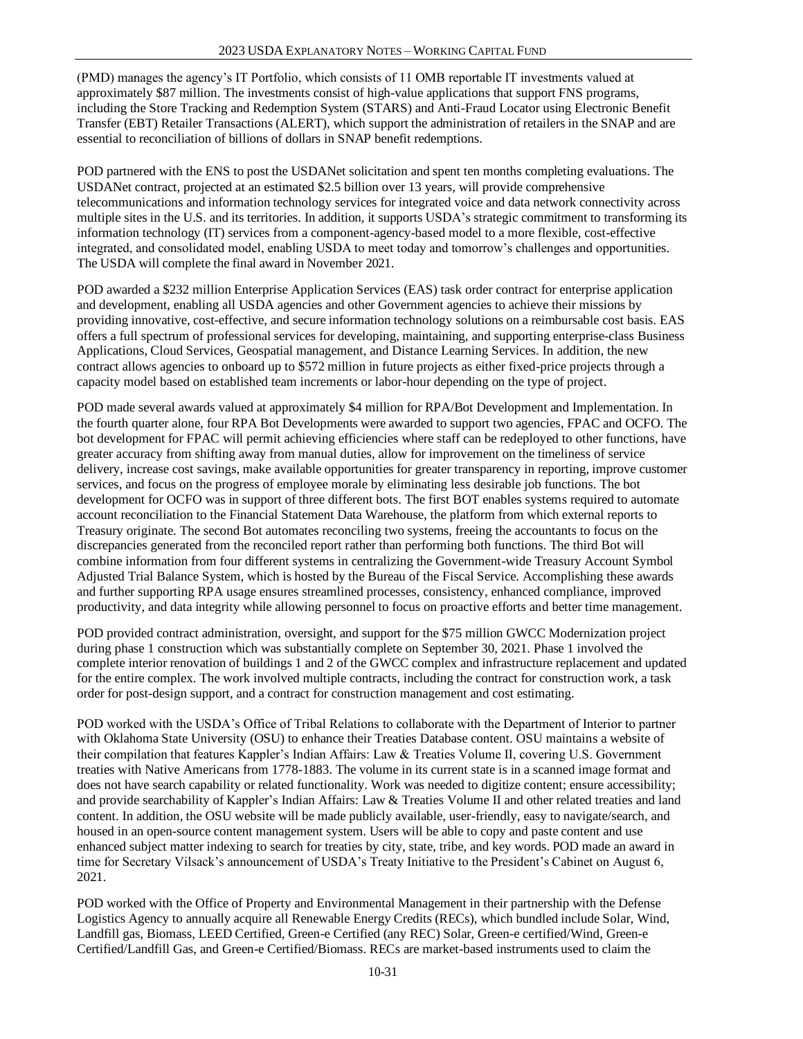(PMD) manages the agency's IT Portfolio, which consists of 11 OMB reportable IT investments valued at approximately $87 million. The investments consist of high-value applications that support FNS programs, including the Store Tracking and Redemption System (STARS) and Anti-Fraud Locator using Electronic Benefit Transfer (EBT) Retailer Transactions (ALERT), which support the administration of retailers in the SNAP and are essential to reconciliation of billions of dollars in SNAP benefit redemptions.

POD partnered with the ENS to post the USDANet solicitation and spent ten months completing evaluations. The USDANet contract, projected at an estimated $2.5 billion over 13 years, will provide comprehensive telecommunications and information technology services for integrated voice and data network connectivity across multiple sites in the U.S. and its territories. In addition, it supports USDA's strategic commitment to transforming its information technology (IT) services from a component-agency-based model to a more flexible, cost-effective integrated, and consolidated model, enabling USDA to meet today and tomorrow's challenges and opportunities. The USDA will complete the final award in November 2021.

POD awarded a $232 million Enterprise Application Services (EAS) task order contract for enterprise application and development, enabling all USDA agencies and other Government agencies to achieve their missions by providing innovative, cost-effective, and secure information technology solutions on a reimbursable cost basis. EAS offers a full spectrum of professional services for developing, maintaining, and supporting enterprise-class Business Applications, Cloud Services, Geospatial management, and Distance Learning Services. In addition, the new contract allows agencies to onboard up to $572 million in future projects as either fixed-price projects through a capacity model based on established team increments or labor-hour depending on the type of project.

POD made several awards valued at approximately $4 million for RPA/Bot Development and Implementation. In the fourth quarter alone, four RPA Bot Developments were awarded to support two agencies, FPAC and OCFO. The bot development for FPAC will permit achieving efficiencies where staff can be redeployed to other functions, have greater accuracy from shifting away from manual duties, allow for improvement on the timeliness of service delivery, increase cost savings, make available opportunities for greater transparency in reporting, improve customer services, and focus on the progress of employee morale by eliminating less desirable job functions. The bot development for OCFO was in support of three different bots. The first BOT enables systems required to automate account reconciliation to the Financial Statement Data Warehouse, the platform from which external reports to Treasury originate. The second Bot automates reconciling two systems, freeing the accountants to focus on the discrepancies generated from the reconciled report rather than performing both functions. The third Bot will combine information from four different systems in centralizing the Government-wide Treasury Account Symbol Adjusted Trial Balance System, which is hosted by the Bureau of the Fiscal Service. Accomplishing these awards and further supporting RPA usage ensures streamlined processes, consistency, enhanced compliance, improved productivity, and data integrity while allowing personnel to focus on proactive efforts and better time management.

POD provided contract administration, oversight, and support for the $75 million GWCC Modernization project during phase 1 construction which was substantially complete on September 30, 2021. Phase 1 involved the complete interior renovation of buildings 1 and 2 of the GWCC complex and infrastructure replacement and updated for the entire complex. The work involved multiple contracts, including the contract for construction work, a task order for post-design support, and a contract for construction management and cost estimating.

POD worked with the USDA's Office of Tribal Relations to collaborate with the Department of Interior to partner with Oklahoma State University (OSU) to enhance their Treaties Database content. OSU maintains a website of their compilation that features Kappler's Indian Affairs: Law & Treaties Volume II, covering U.S. Government treaties with Native Americans from 1778-1883. The volume in its current state is in a scanned image format and does not have search capability or related functionality. Work was needed to digitize content; ensure accessibility; and provide searchability of Kappler's Indian Affairs: Law & Treaties Volume II and other related treaties and land content. In addition, the OSU website will be made publicly available, user-friendly, easy to navigate/search, and housed in an open-source content management system. Users will be able to copy and paste content and use enhanced subject matter indexing to search for treaties by city, state, tribe, and key words. POD made an award in time for Secretary Vilsack's announcement of USDA's Treaty Initiative to the President's Cabinet on August 6, 2021.

POD worked with the Office of Property and Environmental Management in their partnership with the Defense Logistics Agency to annually acquire all Renewable Energy Credits (RECs), which bundled include Solar, Wind, Landfill gas, Biomass, LEED Certified, Green-e Certified (any REC) Solar, Green-e certified/Wind, Green-e Certified/Landfill Gas, and Green-e Certified/Biomass. RECs are market-based instruments used to claim the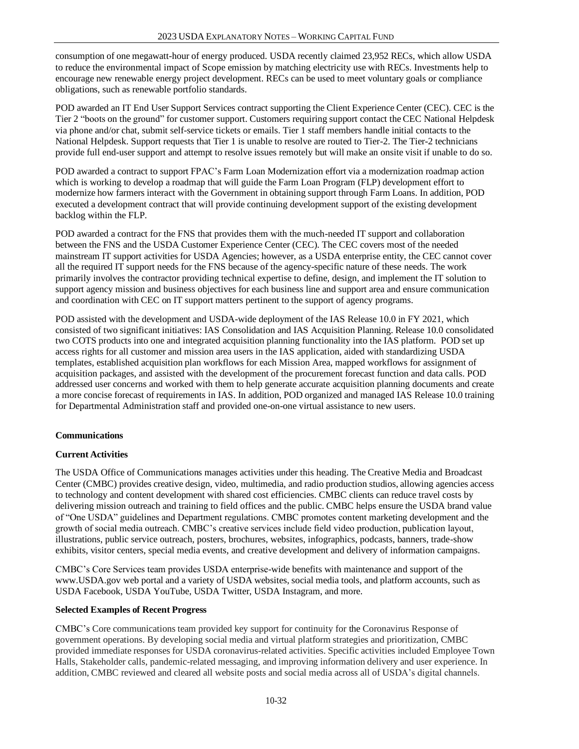consumption of one megawatt-hour of energy produced. USDA recently claimed 23,952 RECs, which allow USDA to reduce the environmental impact of Scope emission by matching electricity use with RECs. Investments help to encourage new renewable energy project development. RECs can be used to meet voluntary goals or compliance obligations, such as renewable portfolio standards.

POD awarded an IT End User Support Services contract supporting the Client Experience Center (CEC). CEC is the Tier 2 "boots on the ground" for customer support. Customers requiring support contact the CEC National Helpdesk via phone and/or chat, submit self-service tickets or emails. Tier 1 staff members handle initial contacts to the National Helpdesk. Support requests that Tier 1 is unable to resolve are routed to Tier-2. The Tier-2 technicians provide full end-user support and attempt to resolve issues remotely but will make an onsite visit if unable to do so.

POD awarded a contract to support FPAC's Farm Loan Modernization effort via a modernization roadmap action which is working to develop a roadmap that will guide the Farm Loan Program (FLP) development effort to modernize how farmers interact with the Government in obtaining support through Farm Loans. In addition, POD executed a development contract that will provide continuing development support of the existing development backlog within the FLP.

POD awarded a contract for the FNS that provides them with the much-needed IT support and collaboration between the FNS and the USDA Customer Experience Center (CEC). The CEC covers most of the needed mainstream IT support activities for USDA Agencies; however, as a USDA enterprise entity, the CEC cannot cover all the required IT support needs for the FNS because of the agency-specific nature of these needs. The work primarily involves the contractor providing technical expertise to define, design, and implement the IT solution to support agency mission and business objectives for each business line and support area and ensure communication and coordination with CEC on IT support matters pertinent to the support of agency programs.

POD assisted with the development and USDA-wide deployment of the IAS Release 10.0 in FY 2021, which consisted of two significant initiatives: IAS Consolidation and IAS Acquisition Planning. Release 10.0 consolidated two COTS products into one and integrated acquisition planning functionality into the IAS platform. POD set up access rights for all customer and mission area users in the IAS application, aided with standardizing USDA templates, established acquisition plan workflows for each Mission Area, mapped workflows for assignment of acquisition packages, and assisted with the development of the procurement forecast function and data calls. POD addressed user concerns and worked with them to help generate accurate acquisition planning documents and create a more concise forecast of requirements in IAS. In addition, POD organized and managed IAS Release 10.0 training for Departmental Administration staff and provided one-on-one virtual assistance to new users.

**Communications**

**Current Activities**

The USDA Office of Communications manages activities under this heading. The Creative Media and Broadcast Center (CMBC) provides creative design, video, multimedia, and radio production studios, allowing agencies access to technology and content development with shared cost efficiencies. CMBC clients can reduce travel costs by delivering mission outreach and training to field offices and the public. CMBC helps ensure the USDA brand value of "One USDA" guidelines and Department regulations. CMBC promotes content marketing development and the growth of social media outreach. CMBC's creative services include field video production, publication layout, illustrations, public service outreach, posters, brochures, websites, infographics, podcasts, banners, trade-show exhibits, visitor centers, special media events, and creative development and delivery of information campaigns.

CMBC's Core Services team provides USDA enterprise-wide benefits with maintenance and support of the www.USDA.gov web portal and a variety of USDA websites, social media tools, and platform accounts, such as USDA Facebook, USDA YouTube, USDA Twitter, USDA Instagram, and more.

**Selected Examples of Recent Progress**

CMBC's Core communications team provided key support for continuity for the Coronavirus Response of government operations. By developing social media and virtual platform strategies and prioritization, CMBC provided immediate responses for USDA coronavirus-related activities. Specific activities included Employee Town Halls, Stakeholder calls, pandemic-related messaging, and improving information delivery and user experience. In addition, CMBC reviewed and cleared all website posts and social media across all of USDA's digital channels.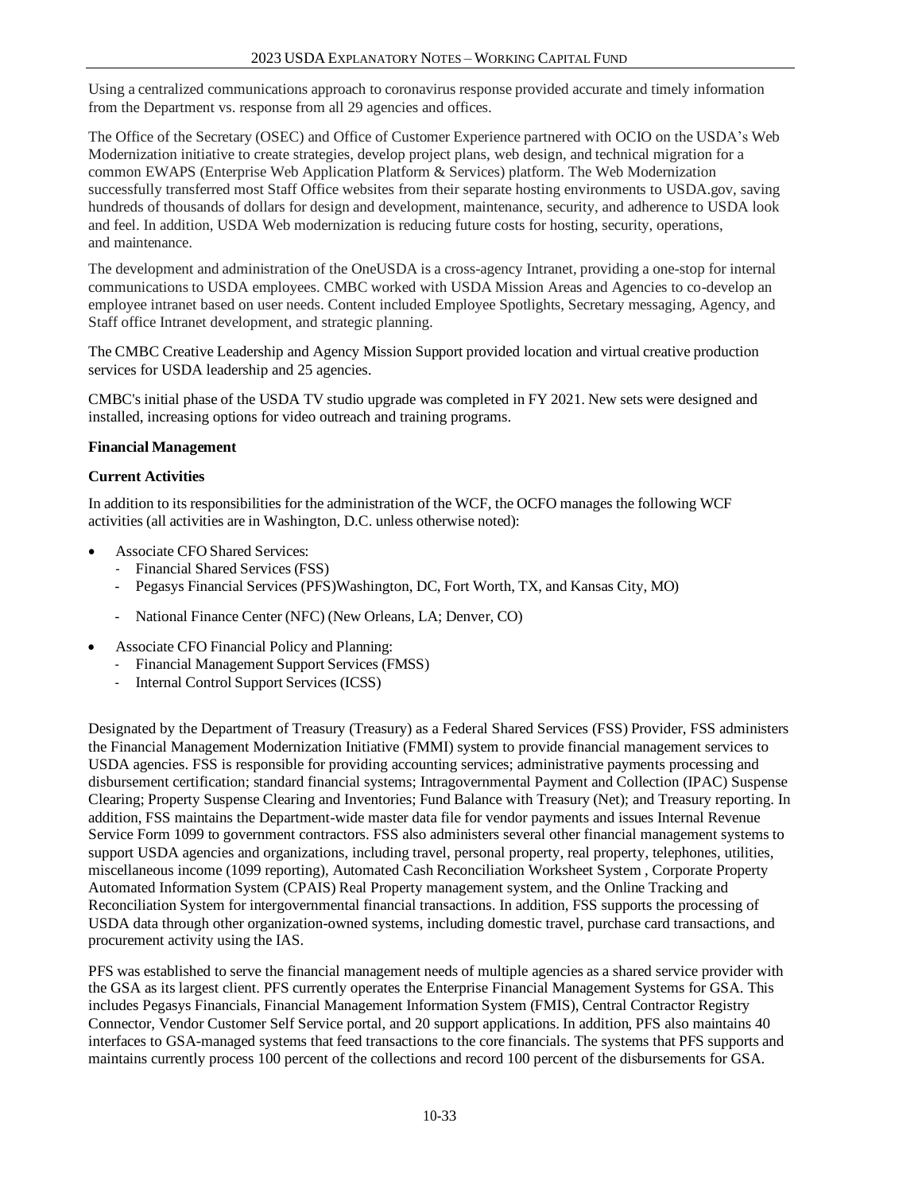Using a centralized communications approach to coronavirus response provided accurate and timely information from the Department vs. response from all 29 agencies and offices.

The Office of the Secretary (OSEC) and Office of Customer Experience partnered with OCIO on the USDA's Web Modernization initiative to create strategies, develop project plans, web design, and technical migration for a common EWAPS (Enterprise Web Application Platform & Services) platform. The Web Modernization successfully transferred most Staff Office websites from their separate hosting environments to USDA.gov, saving hundreds of thousands of dollars for design and development, maintenance, security, and adherence to USDA look and feel. In addition, USDA Web modernization is reducing future costs for hosting, security, operations, and maintenance.

The development and administration of the OneUSDA is a cross-agency Intranet, providing a one-stop for internal communications to USDA employees. CMBC worked with USDA Mission Areas and Agencies to co-develop an employee intranet based on user needs. Content included Employee Spotlights, Secretary messaging, Agency, and Staff office Intranet development, and strategic planning.

The CMBC Creative Leadership and Agency Mission Support provided location and virtual creative production services for USDA leadership and 25 agencies.

CMBC's initial phase of the USDA TV studio upgrade was completed in FY 2021. New sets were designed and installed, increasing options for video outreach and training programs.

**Financial Management**

**Current Activities**

In addition to its responsibilities for the administration of the WCF, the OCFO manages the following WCF activities (all activities are in Washington, D.C. unless otherwise noted):

- Associate CFO Shared Services:
  - Financial Shared Services (FSS)
  - Pegasys Financial Services (PFS)Washington, DC, Fort Worth, TX, and Kansas City, MO)
  - National Finance Center (NFC) (New Orleans, LA; Denver, CO)
- Associate CFO Financial Policy and Planning:
  - Financial Management Support Services (FMSS)
  - Internal Control Support Services (ICSS)

Designated by the Department of Treasury (Treasury) as a Federal Shared Services (FSS) Provider, FSS administers the Financial Management Modernization Initiative (FMMI) system to provide financial management services to USDA agencies. FSS is responsible for providing accounting services; administrative payments processing and disbursement certification; standard financial systems; Intragovernmental Payment and Collection (IPAC) Suspense Clearing; Property Suspense Clearing and Inventories; Fund Balance with Treasury (Net); and Treasury reporting. In addition, FSS maintains the Department-wide master data file for vendor payments and issues Internal Revenue Service Form 1099 to government contractors. FSS also administers several other financial management systems to support USDA agencies and organizations, including travel, personal property, real property, telephones, utilities, miscellaneous income (1099 reporting), Automated Cash Reconciliation Worksheet System , Corporate Property Automated Information System (CPAIS) Real Property management system, and the Online Tracking and Reconciliation System for intergovernmental financial transactions. In addition, FSS supports the processing of USDA data through other organization-owned systems, including domestic travel, purchase card transactions, and procurement activity using the IAS.

PFS was established to serve the financial management needs of multiple agencies as a shared service provider with the GSA as its largest client. PFS currently operates the Enterprise Financial Management Systems for GSA. This includes Pegasys Financials, Financial Management Information System (FMIS), Central Contractor Registry Connector, Vendor Customer Self Service portal, and 20 support applications. In addition, PFS also maintains 40 interfaces to GSA-managed systems that feed transactions to the core financials. The systems that PFS supports and maintains currently process 100 percent of the collections and record 100 percent of the disbursements for GSA.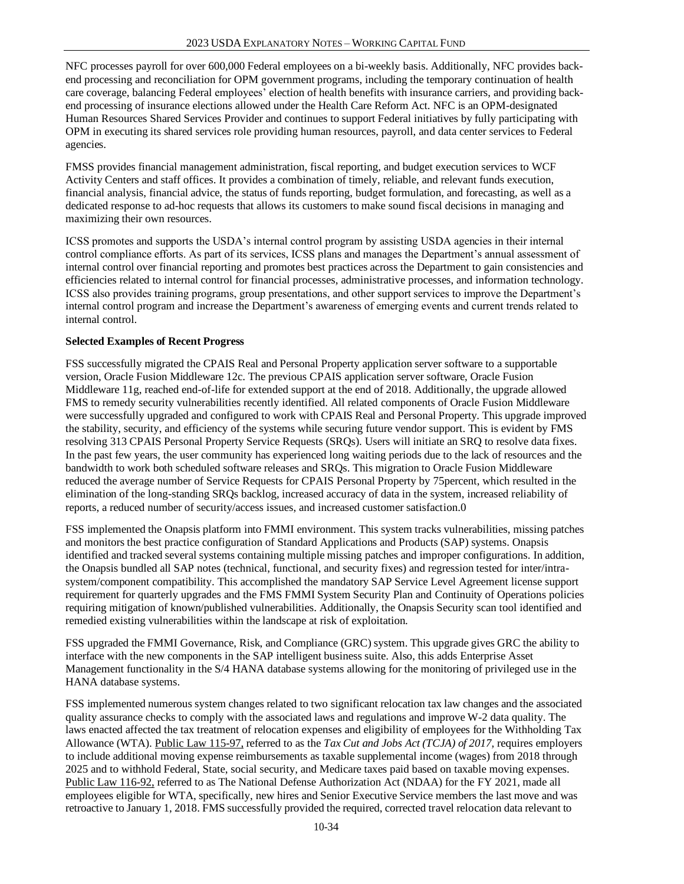NFC processes payroll for over 600,000 Federal employees on a bi-weekly basis. Additionally, NFC provides back-end processing and reconciliation for OPM government programs, including the temporary continuation of health care coverage, balancing Federal employees' election of health benefits with insurance carriers, and providing back-end processing of insurance elections allowed under the Health Care Reform Act. NFC is an OPM-designated Human Resources Shared Services Provider and continues to support Federal initiatives by fully participating with OPM in executing its shared services role providing human resources, payroll, and data center services to Federal agencies.

FMSS provides financial management administration, fiscal reporting, and budget execution services to WCF Activity Centers and staff offices. It provides a combination of timely, reliable, and relevant funds execution, financial analysis, financial advice, the status of funds reporting, budget formulation, and forecasting, as well as a dedicated response to ad-hoc requests that allows its customers to make sound fiscal decisions in managing and maximizing their own resources.

ICSS promotes and supports the USDA's internal control program by assisting USDA agencies in their internal control compliance efforts. As part of its services, ICSS plans and manages the Department's annual assessment of internal control over financial reporting and promotes best practices across the Department to gain consistencies and efficiencies related to internal control for financial processes, administrative processes, and information technology. ICSS also provides training programs, group presentations, and other support services to improve the Department's internal control program and increase the Department's awareness of emerging events and current trends related to internal control.

**Selected Examples of Recent Progress**

FSS successfully migrated the CPAIS Real and Personal Property application server software to a supportable version, Oracle Fusion Middleware 12c. The previous CPAIS application server software, Oracle Fusion Middleware 11g, reached end-of-life for extended support at the end of 2018. Additionally, the upgrade allowed FMS to remedy security vulnerabilities recently identified. All related components of Oracle Fusion Middleware were successfully upgraded and configured to work with CPAIS Real and Personal Property. This upgrade improved the stability, security, and efficiency of the systems while securing future vendor support. This is evident by FMS resolving 313 CPAIS Personal Property Service Requests (SRQs). Users will initiate an SRQ to resolve data fixes. In the past few years, the user community has experienced long waiting periods due to the lack of resources and the bandwidth to work both scheduled software releases and SRQs. This migration to Oracle Fusion Middleware reduced the average number of Service Requests for CPAIS Personal Property by 75percent, which resulted in the elimination of the long-standing SRQs backlog, increased accuracy of data in the system, increased reliability of reports, a reduced number of security/access issues, and increased customer satisfaction.0

FSS implemented the Onapsis platform into FMMI environment. This system tracks vulnerabilities, missing patches and monitors the best practice configuration of Standard Applications and Products (SAP) systems. Onapsis identified and tracked several systems containing multiple missing patches and improper configurations. In addition, the Onapsis bundled all SAP notes (technical, functional, and security fixes) and regression tested for inter/intra-system/component compatibility. This accomplished the mandatory SAP Service Level Agreement license support requirement for quarterly upgrades and the FMS FMMI System Security Plan and Continuity of Operations policies requiring mitigation of known/published vulnerabilities. Additionally, the Onapsis Security scan tool identified and remedied existing vulnerabilities within the landscape at risk of exploitation.

FSS upgraded the FMMI Governance, Risk, and Compliance (GRC) system. This upgrade gives GRC the ability to interface with the new components in the SAP intelligent business suite. Also, this adds Enterprise Asset Management functionality in the S/4 HANA database systems allowing for the monitoring of privileged use in the HANA database systems.

FSS implemented numerous system changes related to two significant relocation tax law changes and the associated quality assurance checks to comply with the associated laws and regulations and improve W-2 data quality. The laws enacted affected the tax treatment of relocation expenses and eligibility of employees for the Withholding Tax Allowance (WTA). Public Law 115-97, referred to as the *Tax Cut and Jobs Act (TCJA) of 2017*, requires employers to include additional moving expense reimbursements as taxable supplemental income (wages) from 2018 through 2025 and to withhold Federal, State, social security, and Medicare taxes paid based on taxable moving expenses. Public Law 116-92, referred to as The National Defense Authorization Act (NDAA) for the FY 2021, made all employees eligible for WTA, specifically, new hires and Senior Executive Service members the last move and was retroactive to January 1, 2018. FMS successfully provided the required, corrected travel relocation data relevant to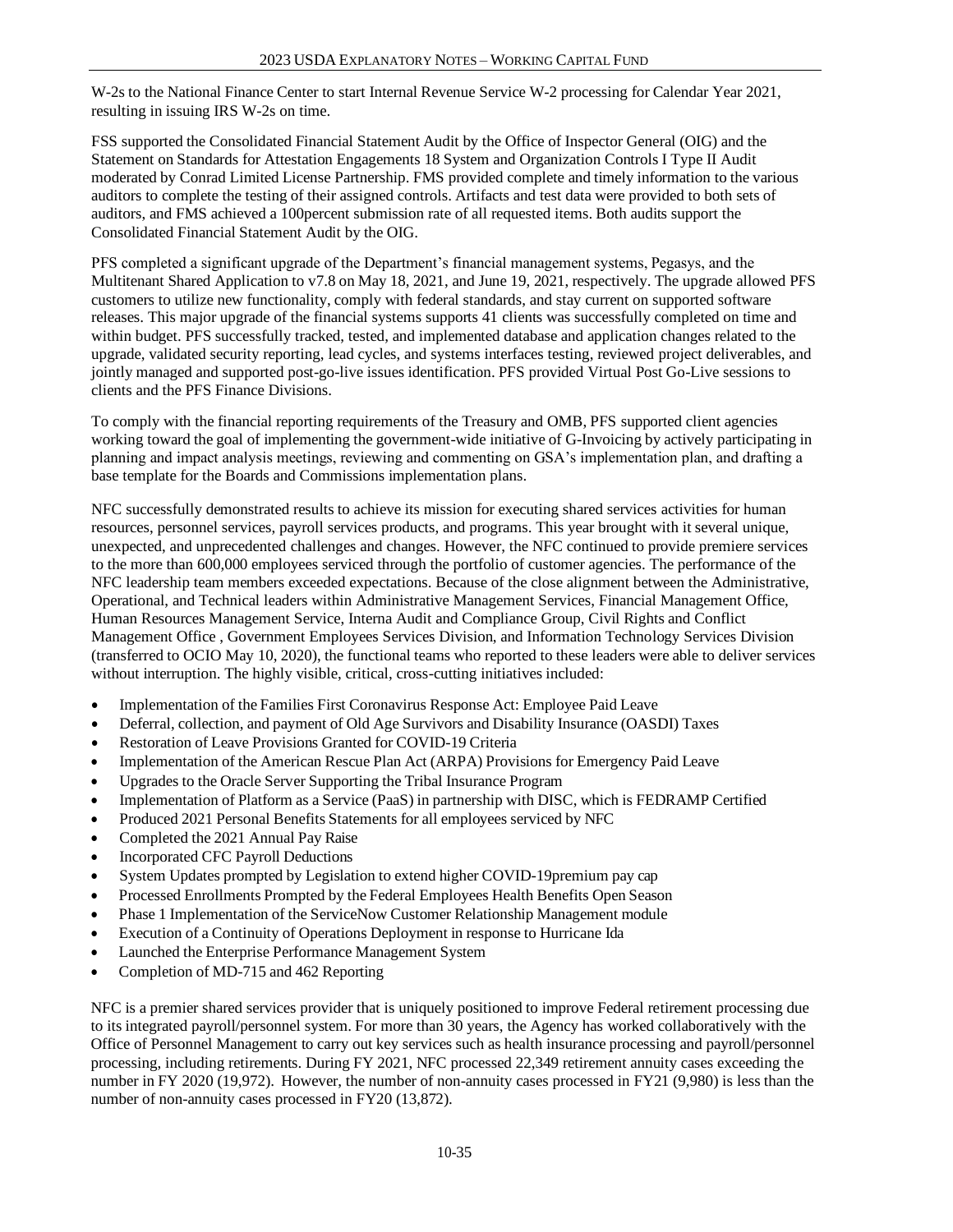W-2s to the National Finance Center to start Internal Revenue Service W-2 processing for Calendar Year 2021, resulting in issuing IRS W-2s on time.

FSS supported the Consolidated Financial Statement Audit by the Office of Inspector General (OIG) and the Statement on Standards for Attestation Engagements 18 System and Organization Controls I Type II Audit moderated by Conrad Limited License Partnership. FMS provided complete and timely information to the various auditors to complete the testing of their assigned controls. Artifacts and test data were provided to both sets of auditors, and FMS achieved a 100percent submission rate of all requested items. Both audits support the Consolidated Financial Statement Audit by the OIG.

PFS completed a significant upgrade of the Department's financial management systems, Pegasys, and the Multitenant Shared Application to v7.8 on May 18, 2021, and June 19, 2021, respectively. The upgrade allowed PFS customers to utilize new functionality, comply with federal standards, and stay current on supported software releases. This major upgrade of the financial systems supports 41 clients was successfully completed on time and within budget. PFS successfully tracked, tested, and implemented database and application changes related to the upgrade, validated security reporting, lead cycles, and systems interfaces testing, reviewed project deliverables, and jointly managed and supported post-go-live issues identification. PFS provided Virtual Post Go-Live sessions to clients and the PFS Finance Divisions.

To comply with the financial reporting requirements of the Treasury and OMB, PFS supported client agencies working toward the goal of implementing the government-wide initiative of G-Invoicing by actively participating in planning and impact analysis meetings, reviewing and commenting on GSA's implementation plan, and drafting a base template for the Boards and Commissions implementation plans.

NFC successfully demonstrated results to achieve its mission for executing shared services activities for human resources, personnel services, payroll services products, and programs. This year brought with it several unique, unexpected, and unprecedented challenges and changes. However, the NFC continued to provide premiere services to the more than 600,000 employees serviced through the portfolio of customer agencies. The performance of the NFC leadership team members exceeded expectations. Because of the close alignment between the Administrative, Operational, and Technical leaders within Administrative Management Services, Financial Management Office, Human Resources Management Service, Interna Audit and Compliance Group, Civil Rights and Conflict Management Office , Government Employees Services Division, and Information Technology Services Division (transferred to OCIO May 10, 2020), the functional teams who reported to these leaders were able to deliver services without interruption. The highly visible, critical, cross-cutting initiatives included:

- Implementation of the Families First Coronavirus Response Act: Employee Paid Leave
- Deferral, collection, and payment of Old Age Survivors and Disability Insurance (OASDI) Taxes
- Restoration of Leave Provisions Granted for COVID-19 Criteria
- Implementation of the American Rescue Plan Act (ARPA) Provisions for Emergency Paid Leave
- Upgrades to the Oracle Server Supporting the Tribal Insurance Program
- Implementation of Platform as a Service (PaaS) in partnership with DISC, which is FEDRAMP Certified
- Produced 2021 Personal Benefits Statements for all employees serviced by NFC
- Completed the 2021 Annual Pay Raise
- Incorporated CFC Payroll Deductions
- System Updates prompted by Legislation to extend higher COVID-19premium pay cap
- Processed Enrollments Prompted by the Federal Employees Health Benefits Open Season
- Phase 1 Implementation of the ServiceNow Customer Relationship Management module
- Execution of a Continuity of Operations Deployment in response to Hurricane Ida
- Launched the Enterprise Performance Management System
- Completion of MD-715 and 462 Reporting

NFC is a premier shared services provider that is uniquely positioned to improve Federal retirement processing due to its integrated payroll/personnel system. For more than 30 years, the Agency has worked collaboratively with the Office of Personnel Management to carry out key services such as health insurance processing and payroll/personnel processing, including retirements. During FY 2021, NFC processed 22,349 retirement annuity cases exceeding the number in FY 2020 (19,972). However, the number of non-annuity cases processed in FY21 (9,980) is less than the number of non-annuity cases processed in FY20 (13,872).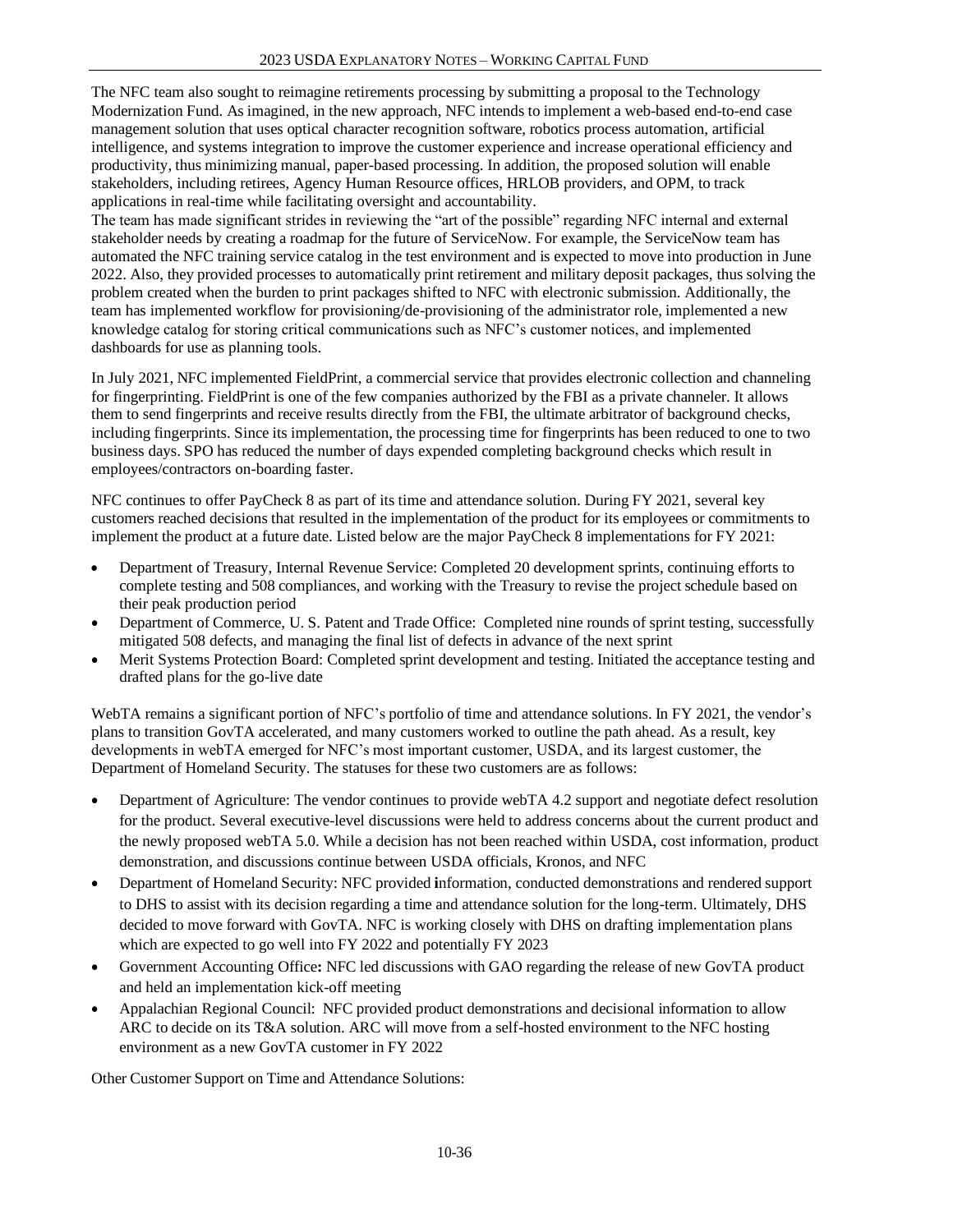The NFC team also sought to reimagine retirements processing by submitting a proposal to the Technology Modernization Fund. As imagined, in the new approach, NFC intends to implement a web-based end-to-end case management solution that uses optical character recognition software, robotics process automation, artificial intelligence, and systems integration to improve the customer experience and increase operational efficiency and productivity, thus minimizing manual, paper-based processing. In addition, the proposed solution will enable stakeholders, including retirees, Agency Human Resource offices, HRLOB providers, and OPM, to track applications in real-time while facilitating oversight and accountability.

The team has made significant strides in reviewing the "art of the possible" regarding NFC internal and external stakeholder needs by creating a roadmap for the future of ServiceNow. For example, the ServiceNow team has automated the NFC training service catalog in the test environment and is expected to move into production in June 2022. Also, they provided processes to automatically print retirement and military deposit packages, thus solving the problem created when the burden to print packages shifted to NFC with electronic submission. Additionally, the team has implemented workflow for provisioning/de-provisioning of the administrator role, implemented a new knowledge catalog for storing critical communications such as NFC's customer notices, and implemented dashboards for use as planning tools.

In July 2021, NFC implemented FieldPrint, a commercial service that provides electronic collection and channeling for fingerprinting. FieldPrint is one of the few companies authorized by the FBI as a private channeler. It allows them to send fingerprints and receive results directly from the FBI, the ultimate arbitrator of background checks, including fingerprints. Since its implementation, the processing time for fingerprints has been reduced to one to two business days. SPO has reduced the number of days expended completing background checks which result in employees/contractors on-boarding faster.

NFC continues to offer PayCheck 8 as part of its time and attendance solution. During FY 2021, several key customers reached decisions that resulted in the implementation of the product for its employees or commitments to implement the product at a future date. Listed below are the major PayCheck 8 implementations for FY 2021:

- Department of Treasury, Internal Revenue Service: Completed 20 development sprints, continuing efforts to complete testing and 508 compliances, and working with the Treasury to revise the project schedule based on their peak production period
- Department of Commerce, U. S. Patent and Trade Office: Completed nine rounds of sprint testing, successfully mitigated 508 defects, and managing the final list of defects in advance of the next sprint
- Merit Systems Protection Board: Completed sprint development and testing. Initiated the acceptance testing and drafted plans for the go-live date

WebTA remains a significant portion of NFC's portfolio of time and attendance solutions. In FY 2021, the vendor's plans to transition GovTA accelerated, and many customers worked to outline the path ahead. As a result, key developments in webTA emerged for NFC's most important customer, USDA, and its largest customer, the Department of Homeland Security. The statuses for these two customers are as follows:

- Department of Agriculture: The vendor continues to provide webTA 4.2 support and negotiate defect resolution for the product. Several executive-level discussions were held to address concerns about the current product and the newly proposed webTA 5.0. While a decision has not been reached within USDA, cost information, product demonstration, and discussions continue between USDA officials, Kronos, and NFC
- Department of Homeland Security: NFC provided information, conducted demonstrations and rendered support to DHS to assist with its decision regarding a time and attendance solution for the long-term. Ultimately, DHS decided to move forward with GovTA. NFC is working closely with DHS on drafting implementation plans which are expected to go well into FY 2022 and potentially FY 2023
- Government Accounting Office**:** NFC led discussions with GAO regarding the release of new GovTA product and held an implementation kick-off meeting
- Appalachian Regional Council: NFC provided product demonstrations and decisional information to allow ARC to decide on its T&A solution. ARC will move from a self-hosted environment to the NFC hosting environment as a new GovTA customer in FY 2022

Other Customer Support on Time and Attendance Solutions: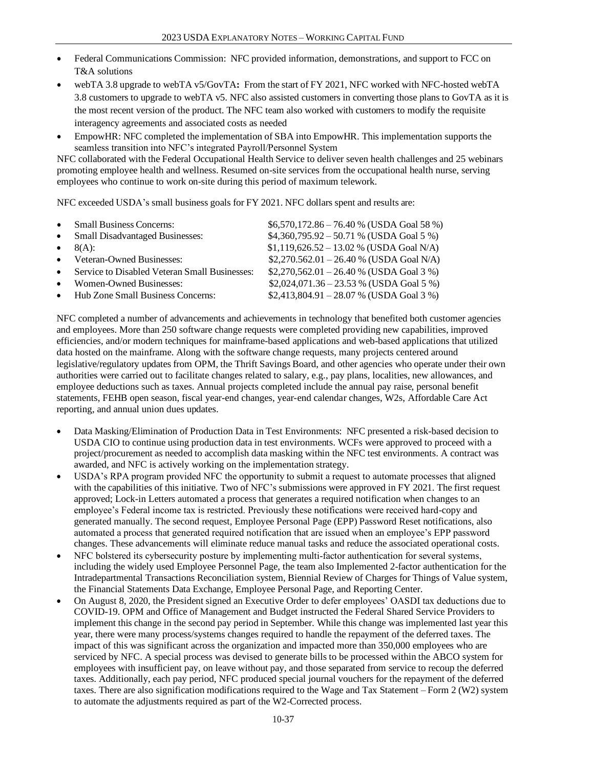- Federal Communications Commission: NFC provided information, demonstrations, and support to FCC on T&A solutions
- webTA 3.8 upgrade to webTA v5/GovTA**:** From the start of FY 2021, NFC worked with NFC-hosted webTA 3.8 customers to upgrade to webTA v5. NFC also assisted customers in converting those plans to GovTA as it is the most recent version of the product. The NFC team also worked with customers to modify the requisite interagency agreements and associated costs as needed
- EmpowHR: NFC completed the implementation of SBA into EmpowHR. This implementation supports the seamless transition into NFC's integrated Payroll/Personnel System

NFC collaborated with the Federal Occupational Health Service to deliver seven health challenges and 25 webinars promoting employee health and wellness. Resumed on-site services from the occupational health nurse, serving employees who continue to work on-site during this period of maximum telework.

NFC exceeded USDA's small business goals for FY 2021. NFC dollars spent and results are:

- Small Business Concerns: $6,570,172.86 – 76.40 % (USDA Goal 58 %)
- Small Disadvantaged Businesses: $4,360,795.92 – 50.71 % (USDA Goal 5 %)
- 8(A): $1,119,626.52 – 13.02 % (USDA Goal N/A)
- Veteran-Owned Businesses: $2,270.562.01 – 26.40 % (USDA Goal N/A)
- Service to Disabled Veteran Small Businesses: $2,270,562.01 – 26.40 % (USDA Goal 3 %)
- Women-Owned Businesses: $2,024,071.36 – 23.53 % (USDA Goal 5 %)
- Hub Zone Small Business Concerns: $2,413,804.91 – 28.07 % (USDA Goal 3 %)

NFC completed a number of advancements and achievements in technology that benefited both customer agencies and employees. More than 250 software change requests were completed providing new capabilities, improved efficiencies, and/or modern techniques for mainframe-based applications and web-based applications that utilized data hosted on the mainframe. Along with the software change requests, many projects centered around legislative/regulatory updates from OPM, the Thrift Savings Board, and other agencies who operate under their own authorities were carried out to facilitate changes related to salary, e.g., pay plans, localities, new allowances, and employee deductions such as taxes. Annual projects completed include the annual pay raise, personal benefit statements, FEHB open season, fiscal year-end changes, year-end calendar changes, W2s, Affordable Care Act reporting, and annual union dues updates.

- Data Masking/Elimination of Production Data in Test Environments: NFC presented a risk-based decision to USDA CIO to continue using production data in test environments. WCFs were approved to proceed with a project/procurement as needed to accomplish data masking within the NFC test environments. A contract was awarded, and NFC is actively working on the implementation strategy.
- USDA's RPA program provided NFC the opportunity to submit a request to automate processes that aligned with the capabilities of this initiative. Two of NFC's submissions were approved in FY 2021. The first request approved; Lock-in Letters automated a process that generates a required notification when changes to an employee's Federal income tax is restricted. Previously these notifications were received hard-copy and generated manually. The second request, Employee Personal Page (EPP) Password Reset notifications, also automated a process that generated required notification that are issued when an employee's EPP password changes. These advancements will eliminate reduce manual tasks and reduce the associated operational costs.
- NFC bolstered its cybersecurity posture by implementing multi-factor authentication for several systems, including the widely used Employee Personnel Page, the team also Implemented 2-factor authentication for the Intradepartmental Transactions Reconciliation system, Biennial Review of Charges for Things of Value system, the Financial Statements Data Exchange, Employee Personal Page, and Reporting Center.
- On August 8, 2020, the President signed an Executive Order to defer employees' OASDI tax deductions due to COVID-19. OPM and Office of Management and Budget instructed the Federal Shared Service Providers to implement this change in the second pay period in September. While this change was implemented last year this year, there were many process/systems changes required to handle the repayment of the deferred taxes. The impact of this was significant across the organization and impacted more than 350,000 employees who are serviced by NFC. A special process was devised to generate bills to be processed within the ABCO system for employees with insufficient pay, on leave without pay, and those separated from service to recoup the deferred taxes. Additionally, each pay period, NFC produced special journal vouchers for the repayment of the deferred taxes. There are also signification modifications required to the Wage and Tax Statement – Form 2 (W2) system to automate the adjustments required as part of the W2-Corrected process.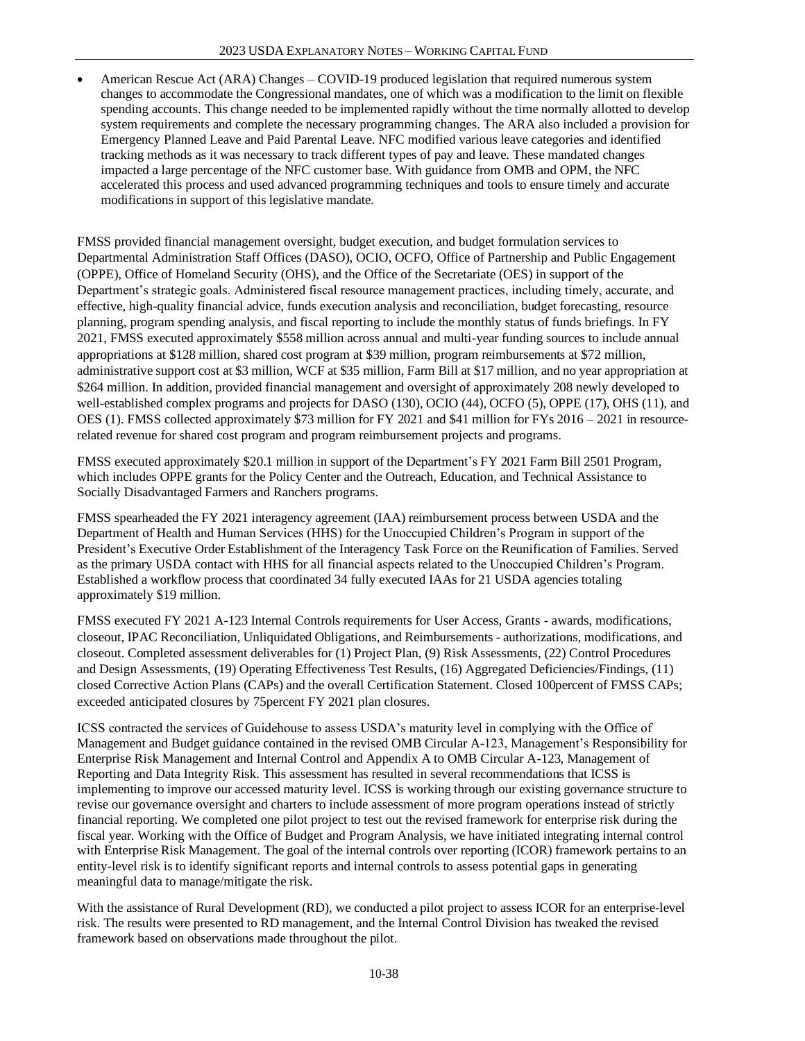- American Rescue Act (ARA) Changes – COVID-19 produced legislation that required numerous system changes to accommodate the Congressional mandates, one of which was a modification to the limit on flexible spending accounts. This change needed to be implemented rapidly without the time normally allotted to develop system requirements and complete the necessary programming changes. The ARA also included a provision for Emergency Planned Leave and Paid Parental Leave. NFC modified various leave categories and identified tracking methods as it was necessary to track different types of pay and leave. These mandated changes impacted a large percentage of the NFC customer base. With guidance from OMB and OPM, the NFC accelerated this process and used advanced programming techniques and tools to ensure timely and accurate modifications in support of this legislative mandate.

FMSS provided financial management oversight, budget execution, and budget formulation services to Departmental Administration Staff Offices (DASO), OCIO, OCFO, Office of Partnership and Public Engagement (OPPE), Office of Homeland Security (OHS), and the Office of the Secretariate (OES) in support of the Department's strategic goals. Administered fiscal resource management practices, including timely, accurate, and effective, high-quality financial advice, funds execution analysis and reconciliation, budget forecasting, resource planning, program spending analysis, and fiscal reporting to include the monthly status of funds briefings. In FY 2021, FMSS executed approximately $558 million across annual and multi-year funding sources to include annual appropriations at $128 million, shared cost program at $39 million, program reimbursements at $72 million, administrative support cost at $3 million, WCF at $35 million, Farm Bill at $17 million, and no year appropriation at $264 million. In addition, provided financial management and oversight of approximately 208 newly developed to well-established complex programs and projects for DASO (130), OCIO (44), OCFO (5), OPPE (17), OHS (11), and OES (1). FMSS collected approximately $73 million for FY 2021 and $41 million for FYs 2016 – 2021 in resource-related revenue for shared cost program and program reimbursement projects and programs.

FMSS executed approximately $20.1 million in support of the Department's FY 2021 Farm Bill 2501 Program, which includes OPPE grants for the Policy Center and the Outreach, Education, and Technical Assistance to Socially Disadvantaged Farmers and Ranchers programs.

FMSS spearheaded the FY 2021 interagency agreement (IAA) reimbursement process between USDA and the Department of Health and Human Services (HHS) for the Unoccupied Children's Program in support of the President's Executive Order Establishment of the Interagency Task Force on the Reunification of Families. Served as the primary USDA contact with HHS for all financial aspects related to the Unoccupied Children's Program. Established a workflow process that coordinated 34 fully executed IAAs for 21 USDA agencies totaling approximately $19 million.

FMSS executed FY 2021 A-123 Internal Controls requirements for User Access, Grants - awards, modifications, closeout, IPAC Reconciliation, Unliquidated Obligations, and Reimbursements - authorizations, modifications, and closeout. Completed assessment deliverables for (1) Project Plan, (9) Risk Assessments, (22) Control Procedures and Design Assessments, (19) Operating Effectiveness Test Results, (16) Aggregated Deficiencies/Findings, (11) closed Corrective Action Plans (CAPs) and the overall Certification Statement. Closed 100percent of FMSS CAPs; exceeded anticipated closures by 75percent FY 2021 plan closures.

ICSS contracted the services of Guidehouse to assess USDA's maturity level in complying with the Office of Management and Budget guidance contained in the revised OMB Circular A-123, Management's Responsibility for Enterprise Risk Management and Internal Control and Appendix A to OMB Circular A-123, Management of Reporting and Data Integrity Risk. This assessment has resulted in several recommendations that ICSS is implementing to improve our accessed maturity level. ICSS is working through our existing governance structure to revise our governance oversight and charters to include assessment of more program operations instead of strictly financial reporting. We completed one pilot project to test out the revised framework for enterprise risk during the fiscal year. Working with the Office of Budget and Program Analysis, we have initiated integrating internal control with Enterprise Risk Management. The goal of the internal controls over reporting (ICOR) framework pertains to an entity-level risk is to identify significant reports and internal controls to assess potential gaps in generating meaningful data to manage/mitigate the risk.

With the assistance of Rural Development (RD), we conducted a pilot project to assess ICOR for an enterprise-level risk. The results were presented to RD management, and the Internal Control Division has tweaked the revised framework based on observations made throughout the pilot.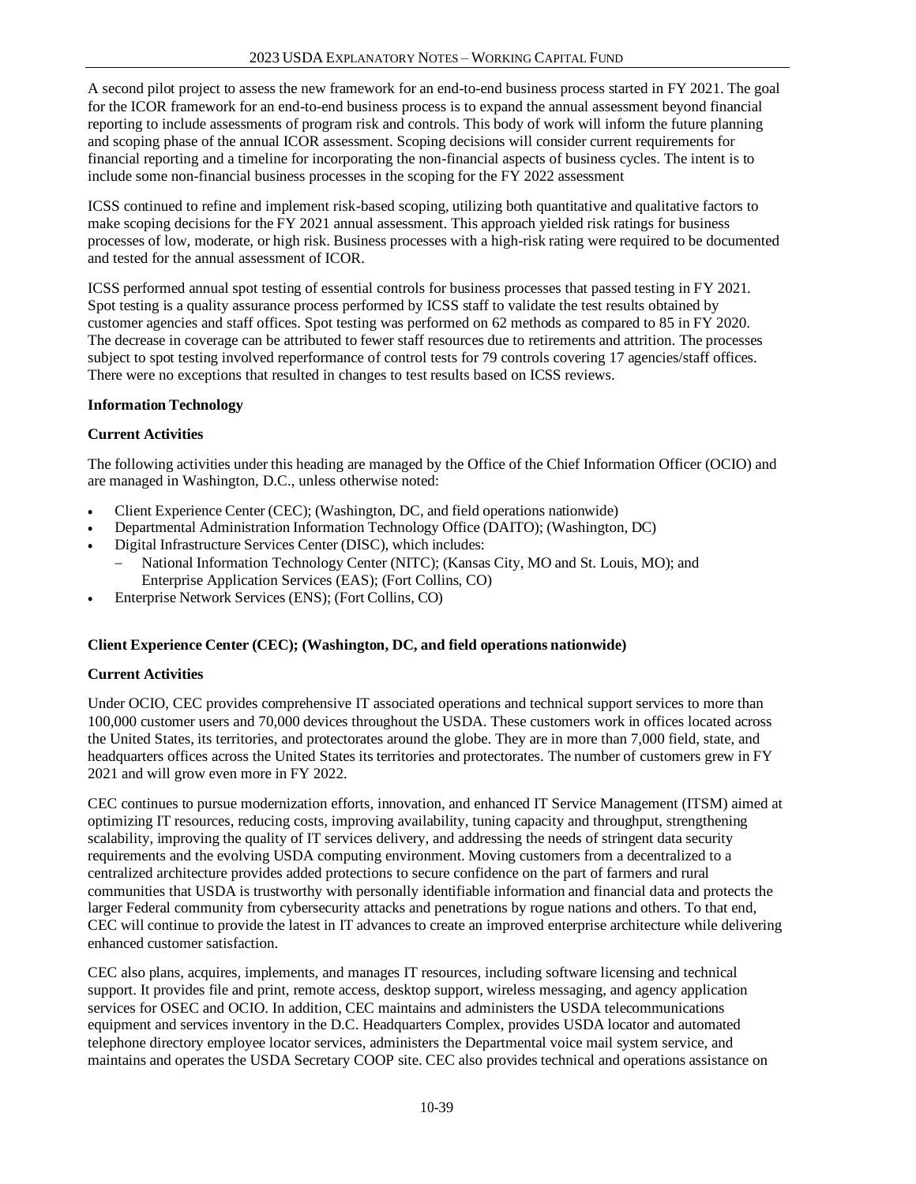A second pilot project to assess the new framework for an end-to-end business process started in FY 2021. The goal for the ICOR framework for an end-to-end business process is to expand the annual assessment beyond financial reporting to include assessments of program risk and controls. This body of work will inform the future planning and scoping phase of the annual ICOR assessment. Scoping decisions will consider current requirements for financial reporting and a timeline for incorporating the non-financial aspects of business cycles. The intent is to include some non-financial business processes in the scoping for the FY 2022 assessment

ICSS continued to refine and implement risk-based scoping, utilizing both quantitative and qualitative factors to make scoping decisions for the FY 2021 annual assessment. This approach yielded risk ratings for business processes of low, moderate, or high risk. Business processes with a high-risk rating were required to be documented and tested for the annual assessment of ICOR.

ICSS performed annual spot testing of essential controls for business processes that passed testing in FY 2021. Spot testing is a quality assurance process performed by ICSS staff to validate the test results obtained by customer agencies and staff offices. Spot testing was performed on 62 methods as compared to 85 in FY 2020. The decrease in coverage can be attributed to fewer staff resources due to retirements and attrition. The processes subject to spot testing involved reperformance of control tests for 79 controls covering 17 agencies/staff offices. There were no exceptions that resulted in changes to test results based on ICSS reviews.

**Information Technology**

**Current Activities**

The following activities under this heading are managed by the Office of the Chief Information Officer (OCIO) and are managed in Washington, D.C., unless otherwise noted:

- Client Experience Center (CEC); (Washington, DC, and field operations nationwide)
- Departmental Administration Information Technology Office (DAITO); (Washington, DC)
- Digital Infrastructure Services Center (DISC), which includes:
  - National Information Technology Center (NITC); (Kansas City, MO and St. Louis, MO); and Enterprise Application Services (EAS); (Fort Collins, CO)
- Enterprise Network Services (ENS); (Fort Collins, CO)

**Client Experience Center (CEC); (Washington, DC, and field operations nationwide)**

**Current Activities**

Under OCIO, CEC provides comprehensive IT associated operations and technical support services to more than 100,000 customer users and 70,000 devices throughout the USDA. These customers work in offices located across the United States, its territories, and protectorates around the globe. They are in more than 7,000 field, state, and headquarters offices across the United States its territories and protectorates. The number of customers grew in FY 2021 and will grow even more in FY 2022.

CEC continues to pursue modernization efforts, innovation, and enhanced IT Service Management (ITSM) aimed at optimizing IT resources, reducing costs, improving availability, tuning capacity and throughput, strengthening scalability, improving the quality of IT services delivery, and addressing the needs of stringent data security requirements and the evolving USDA computing environment. Moving customers from a decentralized to a centralized architecture provides added protections to secure confidence on the part of farmers and rural communities that USDA is trustworthy with personally identifiable information and financial data and protects the larger Federal community from cybersecurity attacks and penetrations by rogue nations and others. To that end, CEC will continue to provide the latest in IT advances to create an improved enterprise architecture while delivering enhanced customer satisfaction.

CEC also plans, acquires, implements, and manages IT resources, including software licensing and technical support. It provides file and print, remote access, desktop support, wireless messaging, and agency application services for OSEC and OCIO. In addition, CEC maintains and administers the USDA telecommunications equipment and services inventory in the D.C. Headquarters Complex, provides USDA locator and automated telephone directory employee locator services, administers the Departmental voice mail system service, and maintains and operates the USDA Secretary COOP site. CEC also provides technical and operations assistance on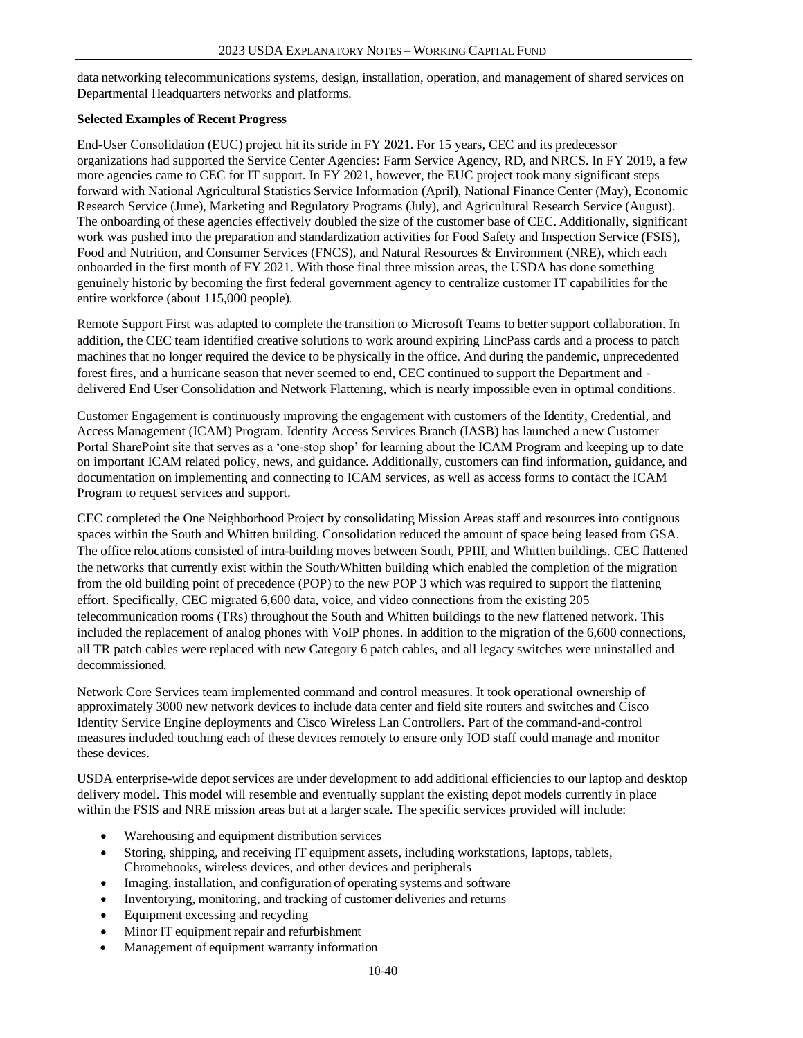data networking telecommunications systems, design, installation, operation, and management of shared services on Departmental Headquarters networks and platforms.

**Selected Examples of Recent Progress**

End-User Consolidation (EUC) project hit its stride in FY 2021. For 15 years, CEC and its predecessor organizations had supported the Service Center Agencies: Farm Service Agency, RD, and NRCS. In FY 2019, a few more agencies came to CEC for IT support. In FY 2021, however, the EUC project took many significant steps forward with National Agricultural Statistics Service Information (April), National Finance Center (May), Economic Research Service (June), Marketing and Regulatory Programs (July), and Agricultural Research Service (August). The onboarding of these agencies effectively doubled the size of the customer base of CEC. Additionally, significant work was pushed into the preparation and standardization activities for Food Safety and Inspection Service (FSIS), Food and Nutrition, and Consumer Services (FNCS), and Natural Resources & Environment (NRE), which each onboarded in the first month of FY 2021. With those final three mission areas, the USDA has done something genuinely historic by becoming the first federal government agency to centralize customer IT capabilities for the entire workforce (about 115,000 people).

Remote Support First was adapted to complete the transition to Microsoft Teams to better support collaboration. In addition, the CEC team identified creative solutions to work around expiring LincPass cards and a process to patch machines that no longer required the device to be physically in the office. And during the pandemic, unprecedented forest fires, and a hurricane season that never seemed to end, CEC continued to support the Department and - delivered End User Consolidation and Network Flattening, which is nearly impossible even in optimal conditions.

Customer Engagement is continuously improving the engagement with customers of the Identity, Credential, and Access Management (ICAM) Program. Identity Access Services Branch (IASB) has launched a new Customer Portal SharePoint site that serves as a 'one-stop shop' for learning about the ICAM Program and keeping up to date on important ICAM related policy, news, and guidance. Additionally, customers can find information, guidance, and documentation on implementing and connecting to ICAM services, as well as access forms to contact the ICAM Program to request services and support.

CEC completed the One Neighborhood Project by consolidating Mission Areas staff and resources into contiguous spaces within the South and Whitten building. Consolidation reduced the amount of space being leased from GSA. The office relocations consisted of intra-building moves between South, PPIII, and Whitten buildings. CEC flattened the networks that currently exist within the South/Whitten building which enabled the completion of the migration from the old building point of precedence (POP) to the new POP 3 which was required to support the flattening effort. Specifically, CEC migrated 6,600 data, voice, and video connections from the existing 205 telecommunication rooms (TRs) throughout the South and Whitten buildings to the new flattened network. This included the replacement of analog phones with VoIP phones. In addition to the migration of the 6,600 connections, all TR patch cables were replaced with new Category 6 patch cables, and all legacy switches were uninstalled and decommissioned.

Network Core Services team implemented command and control measures. It took operational ownership of approximately 3000 new network devices to include data center and field site routers and switches and Cisco Identity Service Engine deployments and Cisco Wireless Lan Controllers. Part of the command-and-control measures included touching each of these devices remotely to ensure only IOD staff could manage and monitor these devices.

USDA enterprise-wide depot services are under development to add additional efficiencies to our laptop and desktop delivery model. This model will resemble and eventually supplant the existing depot models currently in place within the FSIS and NRE mission areas but at a larger scale. The specific services provided will include:

- Warehousing and equipment distribution services
- Storing, shipping, and receiving IT equipment assets, including workstations, laptops, tablets, Chromebooks, wireless devices, and other devices and peripherals
- Imaging, installation, and configuration of operating systems and software
- Inventorying, monitoring, and tracking of customer deliveries and returns
- Equipment excessing and recycling
- Minor IT equipment repair and refurbishment
- Management of equipment warranty information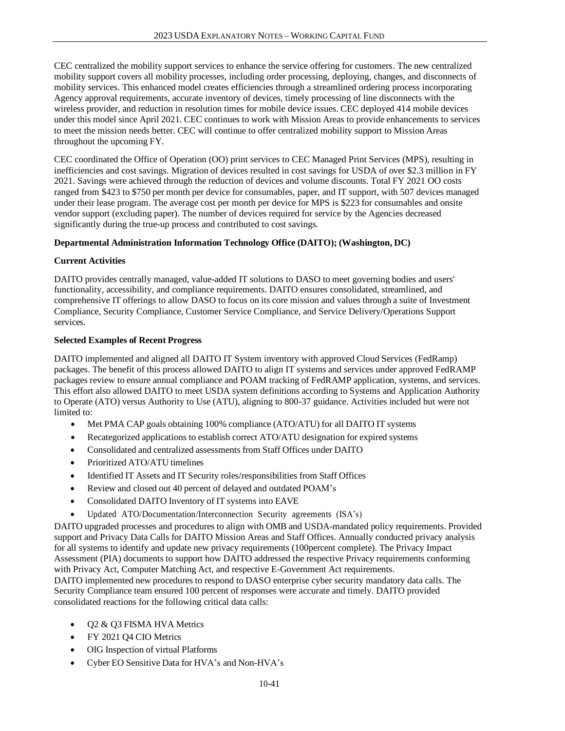CEC centralized the mobility support services to enhance the service offering for customers. The new centralized mobility support covers all mobility processes, including order processing, deploying, changes, and disconnects of mobility services. This enhanced model creates efficiencies through a streamlined ordering process incorporating Agency approval requirements, accurate inventory of devices, timely processing of line disconnects with the wireless provider, and reduction in resolution times for mobile device issues. CEC deployed 414 mobile devices under this model since April 2021. CEC continues to work with Mission Areas to provide enhancements to services to meet the mission needs better. CEC will continue to offer centralized mobility support to Mission Areas throughout the upcoming FY.

CEC coordinated the Office of Operation (OO) print services to CEC Managed Print Services (MPS), resulting in inefficiencies and cost savings. Migration of devices resulted in cost savings for USDA of over $2.3 million in FY 2021. Savings were achieved through the reduction of devices and volume discounts. Total FY 2021 OO costs ranged from $423 to $750 per month per device for consumables, paper, and IT support, with 507 devices managed under their lease program. The average cost per month per device for MPS is $223 for consumables and onsite vendor support (excluding paper). The number of devices required for service by the Agencies decreased significantly during the true-up process and contributed to cost savings.

**Departmental Administration Information Technology Office (DAITO); (Washington, DC)**

**Current Activities**

DAITO provides centrally managed, value-added IT solutions to DASO to meet governing bodies and users' functionality, accessibility, and compliance requirements. DAITO ensures consolidated, streamlined, and comprehensive IT offerings to allow DASO to focus on its core mission and values through a suite of Investment Compliance, Security Compliance, Customer Service Compliance, and Service Delivery/Operations Support services.

**Selected Examples of Recent Progress**

DAITO implemented and aligned all DAITO IT System inventory with approved Cloud Services (FedRamp) packages. The benefit of this process allowed DAITO to align IT systems and services under approved FedRAMP packages review to ensure annual compliance and POAM tracking of FedRAMP application, systems, and services. This effort also allowed DAITO to meet USDA system definitions according to Systems and Application Authority to Operate (ATO) versus Authority to Use (ATU), aligning to 800-37 guidance. Activities included but were not limited to:

- Met PMA CAP goals obtaining 100% compliance (ATO/ATU) for all DAITO IT systems
- Recategorized applications to establish correct ATO/ATU designation for expired systems
- Consolidated and centralized assessments from Staff Offices under DAITO
- Prioritized ATO/ATU timelines
- Identified IT Assets and IT Security roles/responsibilities from Staff Offices
- Review and closed out 40 percent of delayed and outdated POAM's
- Consolidated DAITO Inventory of IT systems into EAVE
- Updated ATO/Documentation/Interconnection Security agreements (ISA's)

DAITO upgraded processes and procedures to align with OMB and USDA-mandated policy requirements. Provided support and Privacy Data Calls for DAITO Mission Areas and Staff Offices. Annually conducted privacy analysis for all systems to identify and update new privacy requirements (100percent complete). The Privacy Impact Assessment (PIA) documents to support how DAITO addressed the respective Privacy requirements conforming with Privacy Act, Computer Matching Act, and respective E-Government Act requirements.

DAITO implemented new procedures to respond to DASO enterprise cyber security mandatory data calls. The Security Compliance team ensured 100 percent of responses were accurate and timely. DAITO provided consolidated reactions for the following critical data calls:

- Q2 & Q3 FISMA HVA Metrics
- FY 2021 Q4 CIO Metrics
- OIG Inspection of virtual Platforms
- Cyber EO Sensitive Data for HVA's and Non-HVA's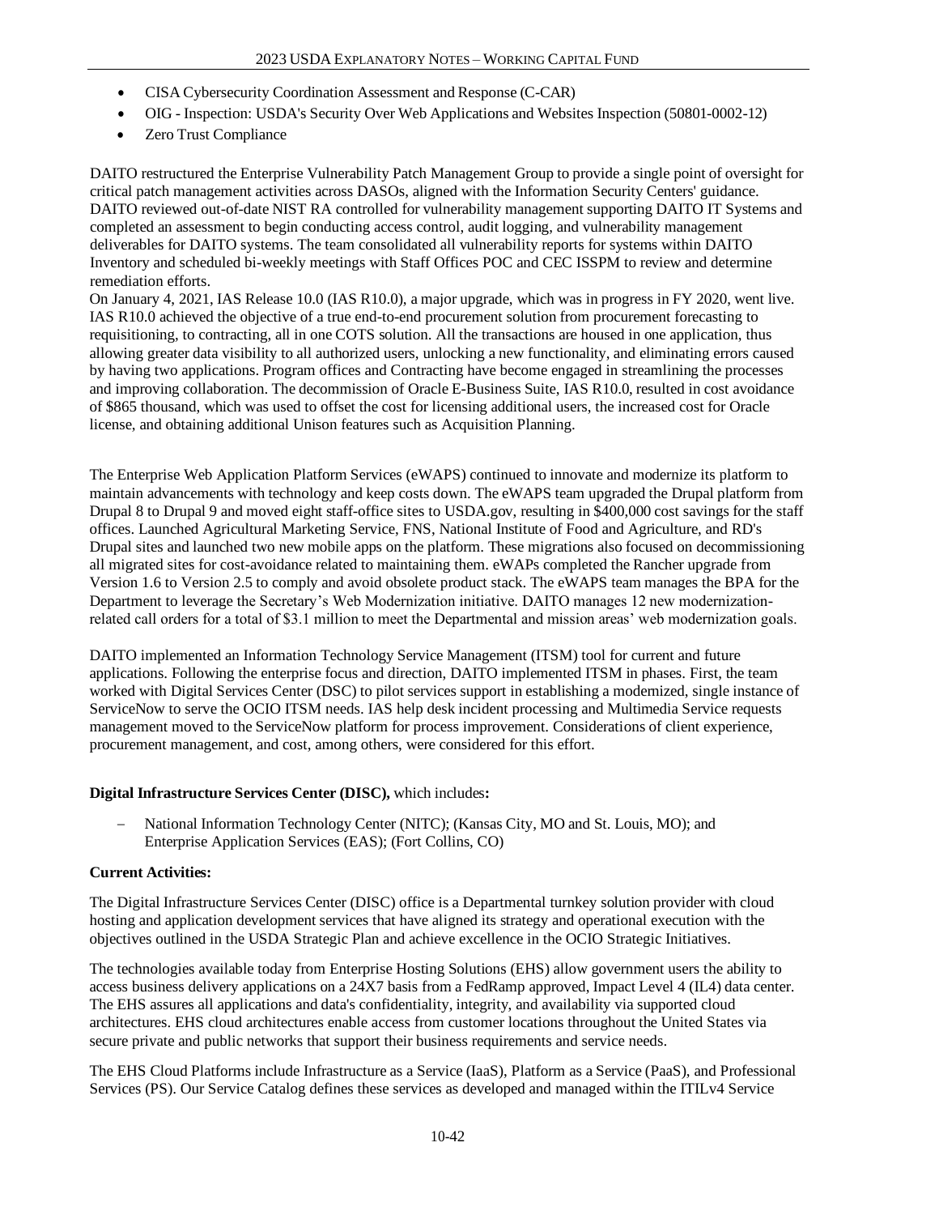- CISA Cybersecurity Coordination Assessment and Response (C-CAR)
- OIG - Inspection: USDA's Security Over Web Applications and Websites Inspection (50801-0002-12)
- Zero Trust Compliance

DAITO restructured the Enterprise Vulnerability Patch Management Group to provide a single point of oversight for critical patch management activities across DASOs, aligned with the Information Security Centers' guidance. DAITO reviewed out-of-date NIST RA controlled for vulnerability management supporting DAITO IT Systems and completed an assessment to begin conducting access control, audit logging, and vulnerability management deliverables for DAITO systems. The team consolidated all vulnerability reports for systems within DAITO Inventory and scheduled bi-weekly meetings with Staff Offices POC and CEC ISSPM to review and determine remediation efforts.

On January 4, 2021, IAS Release 10.0 (IAS R10.0), a major upgrade, which was in progress in FY 2020, went live. IAS R10.0 achieved the objective of a true end-to-end procurement solution from procurement forecasting to requisitioning, to contracting, all in one COTS solution. All the transactions are housed in one application, thus allowing greater data visibility to all authorized users, unlocking a new functionality, and eliminating errors caused by having two applications. Program offices and Contracting have become engaged in streamlining the processes and improving collaboration. The decommission of Oracle E-Business Suite, IAS R10.0, resulted in cost avoidance of $865 thousand, which was used to offset the cost for licensing additional users, the increased cost for Oracle license, and obtaining additional Unison features such as Acquisition Planning.

The Enterprise Web Application Platform Services (eWAPS) continued to innovate and modernize its platform to maintain advancements with technology and keep costs down. The eWAPS team upgraded the Drupal platform from Drupal 8 to Drupal 9 and moved eight staff-office sites to USDA.gov, resulting in $400,000 cost savings for the staff offices. Launched Agricultural Marketing Service, FNS, National Institute of Food and Agriculture, and RD's Drupal sites and launched two new mobile apps on the platform. These migrations also focused on decommissioning all migrated sites for cost-avoidance related to maintaining them. eWAPs completed the Rancher upgrade from Version 1.6 to Version 2.5 to comply and avoid obsolete product stack. The eWAPS team manages the BPA for the Department to leverage the Secretary's Web Modernization initiative. DAITO manages 12 new modernization-related call orders for a total of $3.1 million to meet the Departmental and mission areas' web modernization goals.

DAITO implemented an Information Technology Service Management (ITSM) tool for current and future applications. Following the enterprise focus and direction, DAITO implemented ITSM in phases. First, the team worked with Digital Services Center (DSC) to pilot services support in establishing a modernized, single instance of ServiceNow to serve the OCIO ITSM needs. IAS help desk incident processing and Multimedia Service requests management moved to the ServiceNow platform for process improvement. Considerations of client experience, procurement management, and cost, among others, were considered for this effort.

**Digital Infrastructure Services Center (DISC),** which includes**:**

- National Information Technology Center (NITC); (Kansas City, MO and St. Louis, MO); and Enterprise Application Services (EAS); (Fort Collins, CO)

**Current Activities:**

The Digital Infrastructure Services Center (DISC) office is a Departmental turnkey solution provider with cloud hosting and application development services that have aligned its strategy and operational execution with the objectives outlined in the USDA Strategic Plan and achieve excellence in the OCIO Strategic Initiatives.

The technologies available today from Enterprise Hosting Solutions (EHS) allow government users the ability to access business delivery applications on a 24X7 basis from a FedRamp approved, Impact Level 4 (IL4) data center. The EHS assures all applications and data's confidentiality, integrity, and availability via supported cloud architectures. EHS cloud architectures enable access from customer locations throughout the United States via secure private and public networks that support their business requirements and service needs.

The EHS Cloud Platforms include Infrastructure as a Service (IaaS), Platform as a Service (PaaS), and Professional Services (PS). Our Service Catalog defines these services as developed and managed within the ITILv4 Service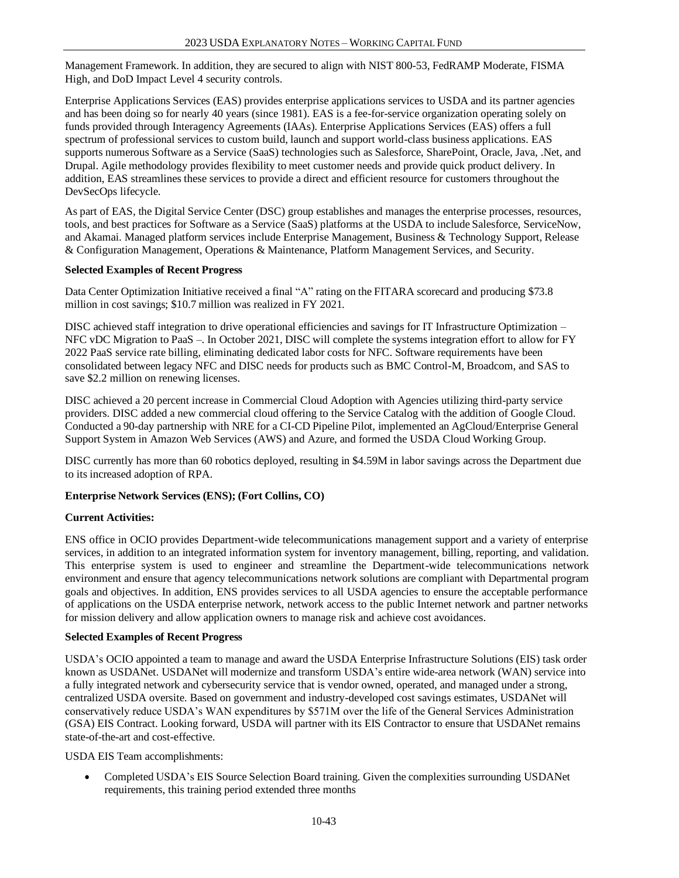Management Framework. In addition, they are secured to align with NIST 800-53, FedRAMP Moderate, FISMA High, and DoD Impact Level 4 security controls.

Enterprise Applications Services (EAS) provides enterprise applications services to USDA and its partner agencies and has been doing so for nearly 40 years (since 1981). EAS is a fee-for-service organization operating solely on funds provided through Interagency Agreements (IAAs). Enterprise Applications Services (EAS) offers a full spectrum of professional services to custom build, launch and support world-class business applications. EAS supports numerous Software as a Service (SaaS) technologies such as Salesforce, SharePoint, Oracle, Java, .Net, and Drupal. Agile methodology provides flexibility to meet customer needs and provide quick product delivery. In addition, EAS streamlines these services to provide a direct and efficient resource for customers throughout the DevSecOps lifecycle.

As part of EAS, the Digital Service Center (DSC) group establishes and manages the enterprise processes, resources, tools, and best practices for Software as a Service (SaaS) platforms at the USDA to include Salesforce, ServiceNow, and Akamai. Managed platform services include Enterprise Management, Business & Technology Support, Release & Configuration Management, Operations & Maintenance, Platform Management Services, and Security.

**Selected Examples of Recent Progress**

Data Center Optimization Initiative received a final "A" rating on the FITARA scorecard and producing $73.8 million in cost savings; $10.7 million was realized in FY 2021.

DISC achieved staff integration to drive operational efficiencies and savings for IT Infrastructure Optimization – NFC vDC Migration to PaaS –. In October 2021, DISC will complete the systems integration effort to allow for FY 2022 PaaS service rate billing, eliminating dedicated labor costs for NFC. Software requirements have been consolidated between legacy NFC and DISC needs for products such as BMC Control-M, Broadcom, and SAS to save $2.2 million on renewing licenses.

DISC achieved a 20 percent increase in Commercial Cloud Adoption with Agencies utilizing third-party service providers. DISC added a new commercial cloud offering to the Service Catalog with the addition of Google Cloud. Conducted a 90-day partnership with NRE for a CI-CD Pipeline Pilot, implemented an AgCloud/Enterprise General Support System in Amazon Web Services (AWS) and Azure, and formed the USDA Cloud Working Group.

DISC currently has more than 60 robotics deployed, resulting in $4.59M in labor savings across the Department due to its increased adoption of RPA.

**Enterprise Network Services (ENS); (Fort Collins, CO)**

**Current Activities:**

ENS office in OCIO provides Department-wide telecommunications management support and a variety of enterprise services, in addition to an integrated information system for inventory management, billing, reporting, and validation. This enterprise system is used to engineer and streamline the Department-wide telecommunications network environment and ensure that agency telecommunications network solutions are compliant with Departmental program goals and objectives. In addition, ENS provides services to all USDA agencies to ensure the acceptable performance of applications on the USDA enterprise network, network access to the public Internet network and partner networks for mission delivery and allow application owners to manage risk and achieve cost avoidances.

**Selected Examples of Recent Progress**

USDA's OCIO appointed a team to manage and award the USDA Enterprise Infrastructure Solutions (EIS) task order known as USDANet. USDANet will modernize and transform USDA's entire wide-area network (WAN) service into a fully integrated network and cybersecurity service that is vendor owned, operated, and managed under a strong, centralized USDA oversite. Based on government and industry-developed cost savings estimates, USDANet will conservatively reduce USDA's WAN expenditures by $571M over the life of the General Services Administration (GSA) EIS Contract. Looking forward, USDA will partner with its EIS Contractor to ensure that USDANet remains state-of-the-art and cost-effective.

USDA EIS Team accomplishments:

- Completed USDA's EIS Source Selection Board training. Given the complexities surrounding USDANet requirements, this training period extended three months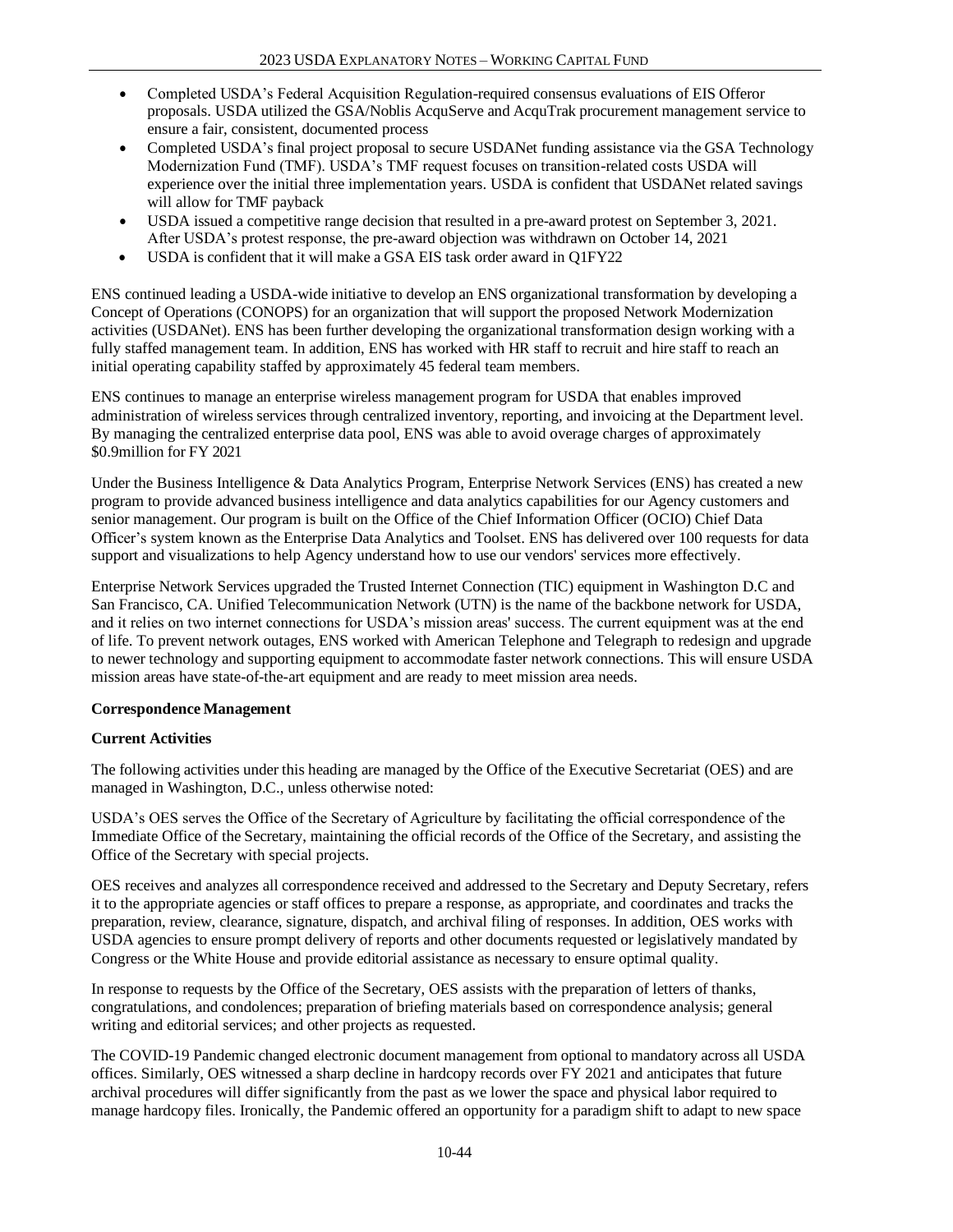- Completed USDA's Federal Acquisition Regulation-required consensus evaluations of EIS Offeror proposals. USDA utilized the GSA/Noblis AcquServe and AcquTrak procurement management service to ensure a fair, consistent, documented process
- Completed USDA's final project proposal to secure USDANet funding assistance via the GSA Technology Modernization Fund (TMF). USDA's TMF request focuses on transition-related costs USDA will experience over the initial three implementation years. USDA is confident that USDANet related savings will allow for TMF payback
- USDA issued a competitive range decision that resulted in a pre-award protest on September 3, 2021. After USDA's protest response, the pre-award objection was withdrawn on October 14, 2021
- USDA is confident that it will make a GSA EIS task order award in Q1FY22

ENS continued leading a USDA-wide initiative to develop an ENS organizational transformation by developing a Concept of Operations (CONOPS) for an organization that will support the proposed Network Modernization activities (USDANet). ENS has been further developing the organizational transformation design working with a fully staffed management team. In addition, ENS has worked with HR staff to recruit and hire staff to reach an initial operating capability staffed by approximately 45 federal team members.

ENS continues to manage an enterprise wireless management program for USDA that enables improved administration of wireless services through centralized inventory, reporting, and invoicing at the Department level. By managing the centralized enterprise data pool, ENS was able to avoid overage charges of approximately $0.9million for FY 2021

Under the Business Intelligence & Data Analytics Program, Enterprise Network Services (ENS) has created a new program to provide advanced business intelligence and data analytics capabilities for our Agency customers and senior management. Our program is built on the Office of the Chief Information Officer (OCIO) Chief Data Officer's system known as the Enterprise Data Analytics and Toolset. ENS has delivered over 100 requests for data support and visualizations to help Agency understand how to use our vendors' services more effectively.

Enterprise Network Services upgraded the Trusted Internet Connection (TIC) equipment in Washington D.C and San Francisco, CA. Unified Telecommunication Network (UTN) is the name of the backbone network for USDA, and it relies on two internet connections for USDA's mission areas' success. The current equipment was at the end of life. To prevent network outages, ENS worked with American Telephone and Telegraph to redesign and upgrade to newer technology and supporting equipment to accommodate faster network connections. This will ensure USDA mission areas have state-of-the-art equipment and are ready to meet mission area needs.

**Correspondence Management**

**Current Activities**

The following activities under this heading are managed by the Office of the Executive Secretariat (OES) and are managed in Washington, D.C., unless otherwise noted:

USDA's OES serves the Office of the Secretary of Agriculture by facilitating the official correspondence of the Immediate Office of the Secretary, maintaining the official records of the Office of the Secretary, and assisting the Office of the Secretary with special projects.

OES receives and analyzes all correspondence received and addressed to the Secretary and Deputy Secretary, refers it to the appropriate agencies or staff offices to prepare a response, as appropriate, and coordinates and tracks the preparation, review, clearance, signature, dispatch, and archival filing of responses. In addition, OES works with USDA agencies to ensure prompt delivery of reports and other documents requested or legislatively mandated by Congress or the White House and provide editorial assistance as necessary to ensure optimal quality.

In response to requests by the Office of the Secretary, OES assists with the preparation of letters of thanks, congratulations, and condolences; preparation of briefing materials based on correspondence analysis; general writing and editorial services; and other projects as requested.

The COVID-19 Pandemic changed electronic document management from optional to mandatory across all USDA offices. Similarly, OES witnessed a sharp decline in hardcopy records over FY 2021 and anticipates that future archival procedures will differ significantly from the past as we lower the space and physical labor required to manage hardcopy files. Ironically, the Pandemic offered an opportunity for a paradigm shift to adapt to new space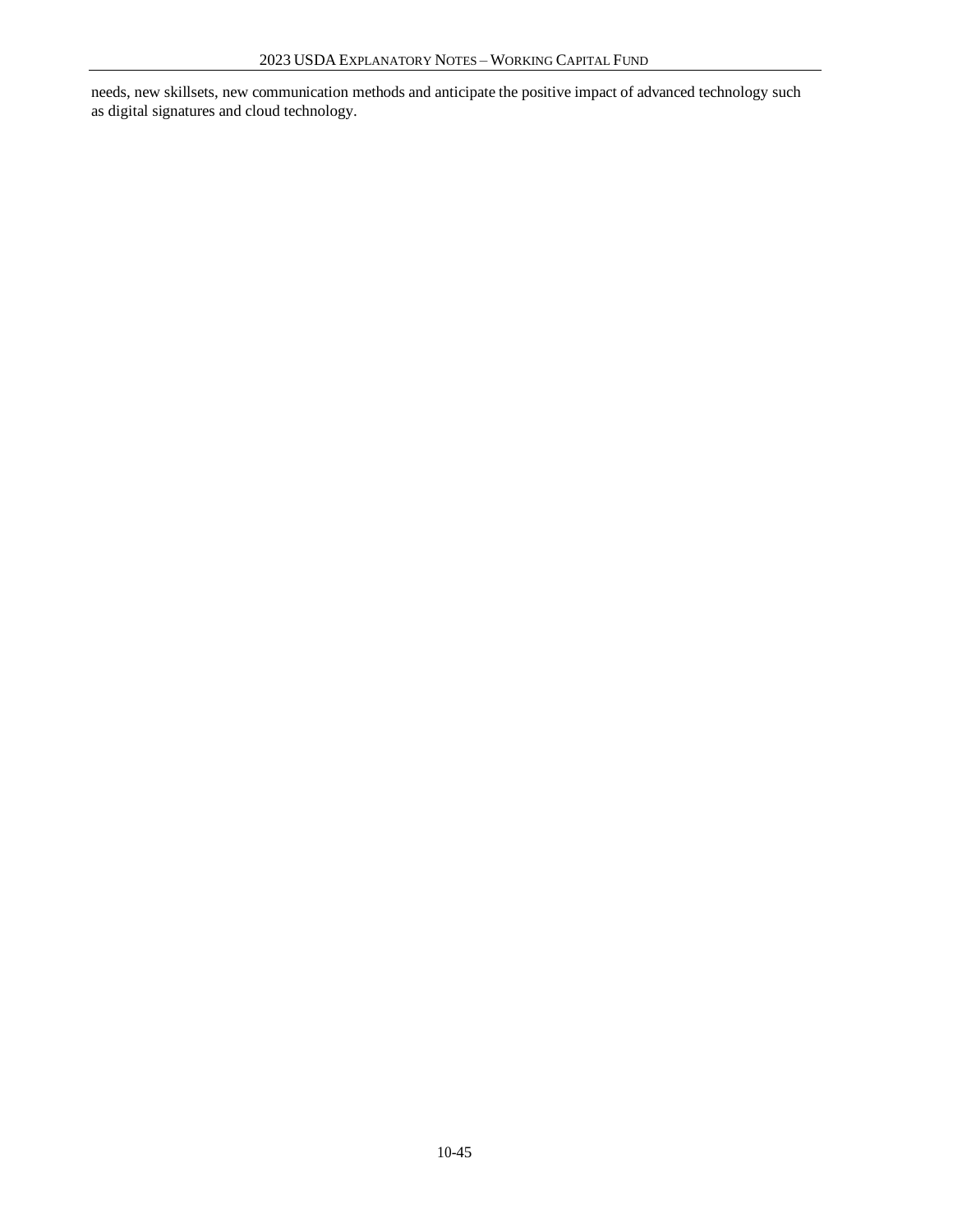needs, new skillsets, new communication methods and anticipate the positive impact of advanced technology such as digital signatures and cloud technology.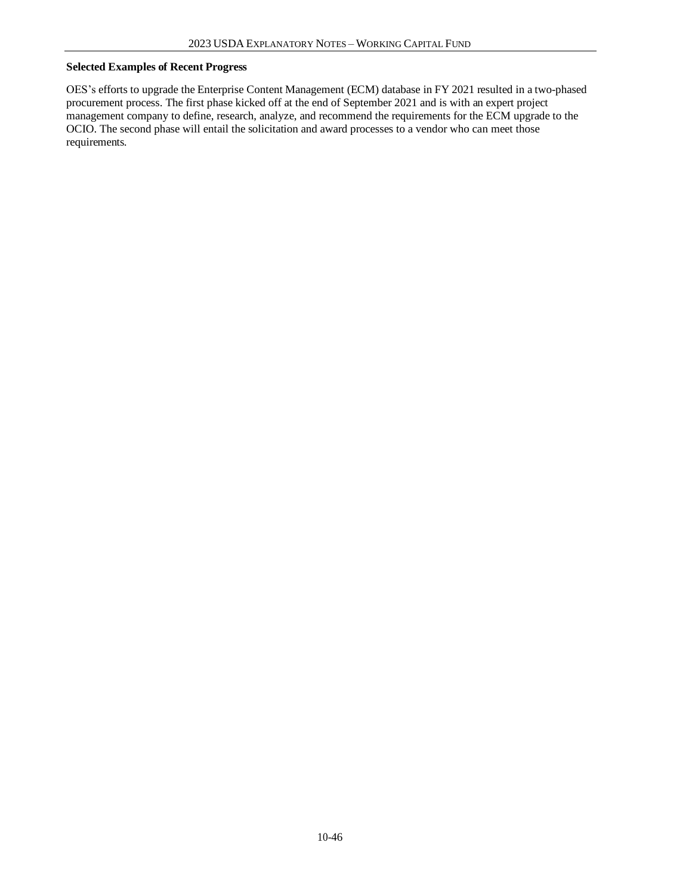**Selected Examples of Recent Progress**

OES's efforts to upgrade the Enterprise Content Management (ECM) database in FY 2021 resulted in a two-phased procurement process. The first phase kicked off at the end of September 2021 and is with an expert project management company to define, research, analyze, and recommend the requirements for the ECM upgrade to the OCIO. The second phase will entail the solicitation and award processes to a vendor who can meet those requirements.